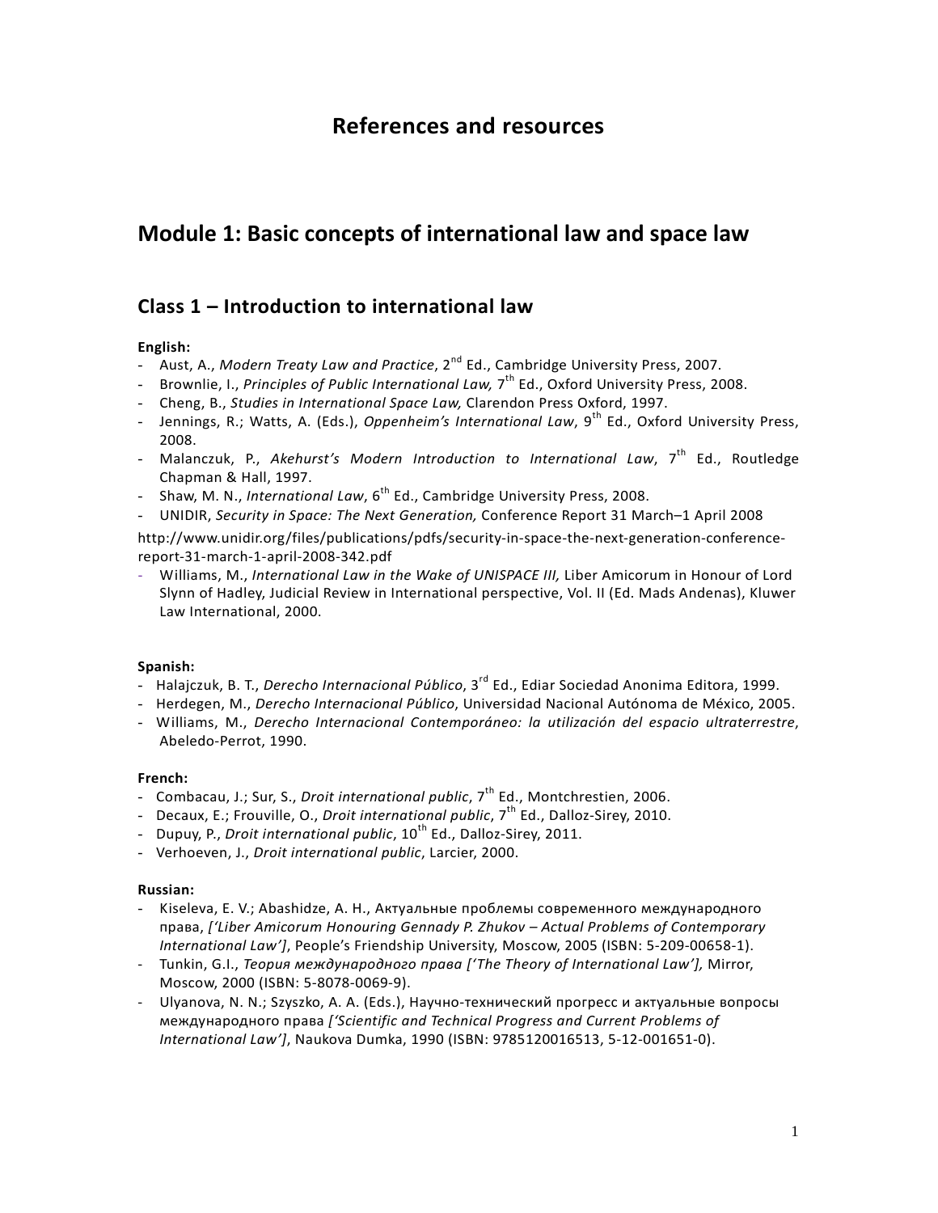# References and resources

## Module 1: Basic concepts of international law and space law

### Class 1 – Introduction to international law

**English:**

- Aust, A., *Modern Treaty Law and Practice*, 2nd Ed., Cambridge University Press, 2007.
- Brownlie, I., *Principles of Public International Law,* 7th Ed., Oxford University Press, 2008.
- Cheng, B., *Studies in International Space Law,* Clarendon Press Oxford, 1997.
- Jennings, R.; Watts, A. (Eds.), *Oppenheim's International Law*, 9th Ed., Oxford University Press, 2008.
- Malanczuk, P., *Akehurst's Modern Introduction to International Law*, 7th Ed., Routledge Chapman & Hall, 1997.
- Shaw, M. N., *International Law*, 6th Ed., Cambridge University Press, 2008.
- UNIDIR, *Security in Space: The Next Generation,* Conference Report 31 March–1 April 2008

http://www.unidir.org/files/publications/pdfs/security-in-space-the-next-generation-conference-report-31-march-1-april-2008-342.pdf

- Williams, M., *International Law in the Wake of UNISPACE III,* Liber Amicorum in Honour of Lord Slynn of Hadley, Judicial Review in International perspective, Vol. II (Ed. Mads Andenas), Kluwer Law International, 2000.

**Spanish:**

- Halajczuk, B. T., *Derecho Internacional Público*, 3rd Ed., Ediar Sociedad Anonima Editora, 1999.
- Herdegen, M., *Derecho Internacional Público*, Universidad Nacional Autónoma de México, 2005.
- Williams, M., *Derecho Internacional Contemporáneo: la utilización del espacio ultraterrestre*, Abeledo-Perrot, 1990.

**French:**

- Combacau, J.; Sur, S., *Droit international public*, 7th Ed., Montchrestien, 2006.
- Decaux, E.; Frouville, O., *Droit international public*, 7th Ed., Dalloz-Sirey, 2010.
- Dupuy, P., *Droit international public*, 10th Ed., Dalloz-Sirey, 2011.
- Verhoeven, J., *Droit international public*, Larcier, 2000.

**Russian:**

- Kiseleva, E. V.; Abashidze, A. H., Актуальные проблемы современного международного права, *['Liber Amicorum Honouring Gennady P. Zhukov – Actual Problems of Contemporary International Law']*, People's Friendship University, Moscow, 2005 (ISBN: 5-209-00658-1).
- Tunkin, G.I., *Теория международного права ['The Theory of International Law'],* Mirror, Moscow, 2000 (ISBN: 5-8078-0069-9).
- Ulyanova, N. N.; Szyszko, A. A. (Eds.), Научно-технический прогресс и актуальные вопросы международного права *['Scientific and Technical Progress and Current Problems of International Law']*, Naukova Dumka, 1990 (ISBN: 9785120016513, 5-12-001651-0).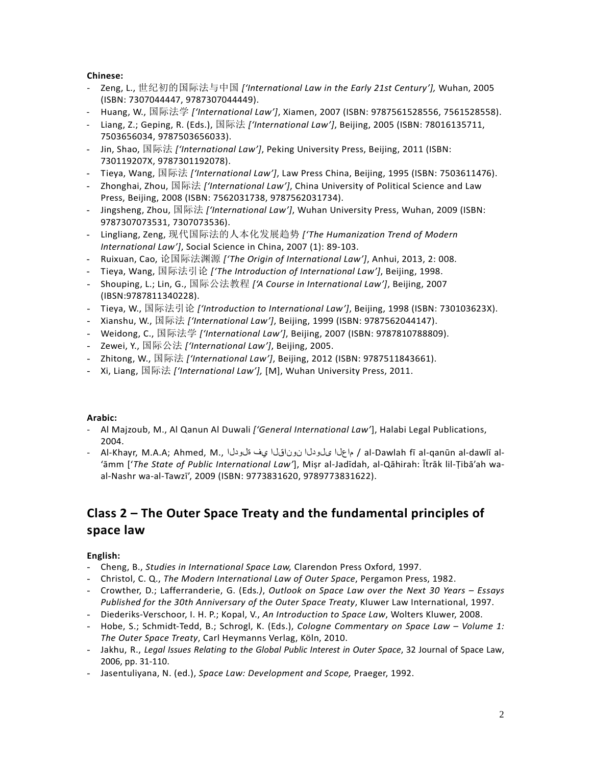**Chinese:**

- Zeng, L., 世纪初的国际法与中国 *['International Law in the Early 21st Century'],* Wuhan, 2005 (ISBN: 7307044447, 9787307044449).
- Huang, W., 国际法学 *['International Law']*, Xiamen, 2007 (ISBN: 9787561528556, 7561528558).
- Liang, Z.; Geping, R. (Eds.), 国际法 *['International Law']*, Beijing, 2005 (ISBN: 78016135711, 7503656034, 9787503656033).
- Jin, Shao, 国际法 *['International Law']*, Peking University Press, Beijing, 2011 (ISBN: 730119207X, 9787301192078).
- Tieya, Wang, 国际法 *['International Law']*, Law Press China, Beijing, 1995 (ISBN: 7503611476).
- Zhonghai, Zhou, 国际法 *['International Law']*, China University of Political Science and Law Press, Beijing, 2008 (ISBN: 7562031738, 9787562031734).
- Jingsheng, Zhou, 国际法 *['International Law']*, Wuhan University Press, Wuhan, 2009 (ISBN: 9787307073531, 7307073536).
- Lingliang, Zeng, 现代国际法的人本化发展趋势 *['The Humanization Trend of Modern International Law']*, Social Science in China, 2007 (1): 89-103.
- Ruixuan, Cao, 论国际法渊源 *['The Origin of International Law']*, Anhui, 2013, 2: 008.
- Tieya, Wang, 国际法引论 *['The Introduction of International Law']*, Beijing, 1998.
- Shouping, L.; Lin, G., 国际公法教程 *['A Course in International Law']*, Beijing, 2007 (IBSN:9787811340228).
- Tieya, W., 国际法引论 *['Introduction to International Law']*, Beijing, 1998 (ISBN: 730103623X).
- Xianshu, W., 国际法 *['International Law']*, Beijing, 1999 (ISBN: 9787562044147).
- Weidong, C., 国际法学 *['International Law']*, Beijing, 2007 (ISBN: 9787810788809).
- Zewei, Y., 国际公法 *['International Law']*, Beijing, 2005.
- Zhitong, W., 国际法 *['International Law']*, Beijing, 2012 (ISBN: 9787511843661).
- Xi, Liang, 国际法 *['International Law'],* [M], Wuhan University Press, 2011.

**Arabic:**

- Al Majzoub, M., Al Qanun Al Duwali *['General International Law'*], Halabi Legal Publications, 2004.
- Al-Khayr, M.A.A; Ahmed, M., الدولة في القانون الدولي العام / al-Dawlah fī al-qanūn al-dawlī al-'āmm ['*The State of Public International Law'*], Miṣr al-Jadīdah, al-Qāhirah: Ītrāk lil-Ṭibā'ah wa-al-Nashr wa-al-Tawzī', 2009 (ISBN: 9773831620, 9789773831622).

## Class 2 – The Outer Space Treaty and the fundamental principles of space law

**English:**

- Cheng, B., *Studies in International Space Law,* Clarendon Press Oxford, 1997.
- Christol, C. Q., *The Modern International Law of Outer Space*, Pergamon Press, 1982.
- Crowther, D.; Lafferranderie, G. (Eds*.)*, *Outlook on Space Law over the Next 30 Years – Essays Published for the 30th Anniversary of the Outer Space Treaty*, Kluwer Law International, 1997.
- Diederiks-Verschoor, I. H. P.; Kopal, V., *An Introduction to Space Law*, Wolters Kluwer, 2008.
- Hobe, S.; Schmidt-Tedd, B.; Schrogl, K. (Eds.), *Cologne Commentary on Space Law – Volume 1: The Outer Space Treaty*, Carl Heymanns Verlag, Köln, 2010.
- Jakhu, R., *Legal Issues Relating to the Global Public Interest in Outer Space*, 32 Journal of Space Law, 2006, pp. 31-110.
- Jasentuliyana, N. (ed.), *Space Law: Development and Scope,* Praeger, 1992.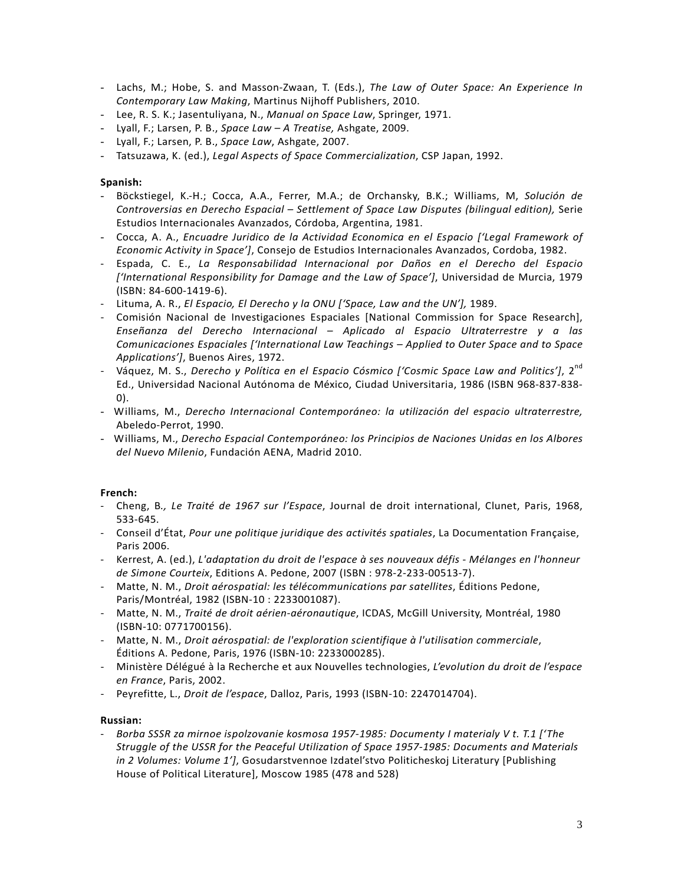- Lachs, M.; Hobe, S. and Masson-Zwaan, T. (Eds.), *The Law of Outer Space: An Experience In Contemporary Law Making*, Martinus Nijhoff Publishers, 2010.
- Lee, R. S. K.; Jasentuliyana, N., *Manual on Space Law*, Springer, 1971.
- Lyall, F.; Larsen, P. B., *Space Law – A Treatise,* Ashgate, 2009.
- Lyall, F.; Larsen, P. B., *Space Law*, Ashgate, 2007.
- Tatsuzawa, K. (ed.), *Legal Aspects of Space Commercialization*, CSP Japan, 1992.

**Spanish:**

- Böckstiegel, K.-H.; Cocca, A.A., Ferrer, M.A.; de Orchansky, B.K.; Williams, M, *Solución de Controversias en Derecho Espacial – Settlement of Space Law Disputes (bilingual edition),* Serie Estudios Internacionales Avanzados, Córdoba, Argentina, 1981.
- Cocca, A. A., *Encuadre Juridico de la Actividad Economica en el Espacio ['Legal Framework of Economic Activity in Space']*, Consejo de Estudios Internacionales Avanzados, Cordoba, 1982.
- Espada, C. E., *La Responsabilidad Internacional por Daños en el Derecho del Espacio ['International Responsibility for Damage and the Law of Space']*, Universidad de Murcia, 1979 (ISBN: 84-600-1419-6).
- Lituma, A. R., *El Espacio, El Derecho y la ONU ['Space, Law and the UN'],* 1989.
- Comisión Nacional de Investigaciones Espaciales [National Commission for Space Research], *Enseñanza del Derecho Internacional – Aplicado al Espacio Ultraterrestre y a las Comunicaciones Espaciales ['International Law Teachings – Applied to Outer Space and to Space Applications']*, Buenos Aires, 1972.
- Váquez, M. S., *Derecho y Política en el Espacio Cósmico ['Cosmic Space Law and Politics']*, 2nd Ed., Universidad Nacional Autónoma de México, Ciudad Universitaria, 1986 (ISBN 968-837-838-0).
- Williams, M., *Derecho Internacional Contemporáneo: la utilización del espacio ultraterrestre,* Abeledo-Perrot, 1990.
- Williams, M., *Derecho Espacial Contemporáneo: los Principios de Naciones Unidas en los Albores del Nuevo Milenio*, Fundación AENA, Madrid 2010.

**French:**

- Cheng, B*., Le Traité de 1967 sur l'Espace*, Journal de droit international, Clunet, Paris, 1968, 533-645.
- Conseil d'État, *Pour une politique juridique des activités spatiales*, La Documentation Française, Paris 2006.
- Kerrest, A. (ed.), *L'adaptation du droit de l'espace à ses nouveaux défis - Mélanges en l'honneur de Simone Courteix*, Editions A. Pedone, 2007 (ISBN : 978-2-233-00513-7).
- Matte, N. M., *Droit aérospatial: les télécommunications par satellites*, Éditions Pedone, Paris/Montréal, 1982 (ISBN-10 : 2233001087).
- Matte, N. M., *Traité de droit aérien-aéronautique*, ICDAS, McGill University, Montréal, 1980 (ISBN-10: 0771700156).
- Matte, N. M., *Droit aérospatial: de l'exploration scientifique à l'utilisation commerciale*, Éditions A. Pedone, Paris, 1976 (ISBN-10: 2233000285).
- Ministère Délégué à la Recherche et aux Nouvelles technologies, *L'evolution du droit de l'espace en France*, Paris, 2002.
- Peyrefitte, L., *Droit de l'espace*, Dalloz, Paris, 1993 (ISBN-10: 2247014704).

**Russian:**

- *Borba SSSR za mirnoe ispolzovanie kosmosa 1957-1985: Documenty I materialy V t. T.1 ['The Struggle of the USSR for the Peaceful Utilization of Space 1957-1985: Documents and Materials in 2 Volumes: Volume 1']*, Gosudarstvennoe Izdatel'stvo Politicheskoj Literatury [Publishing House of Political Literature], Moscow 1985 (478 and 528)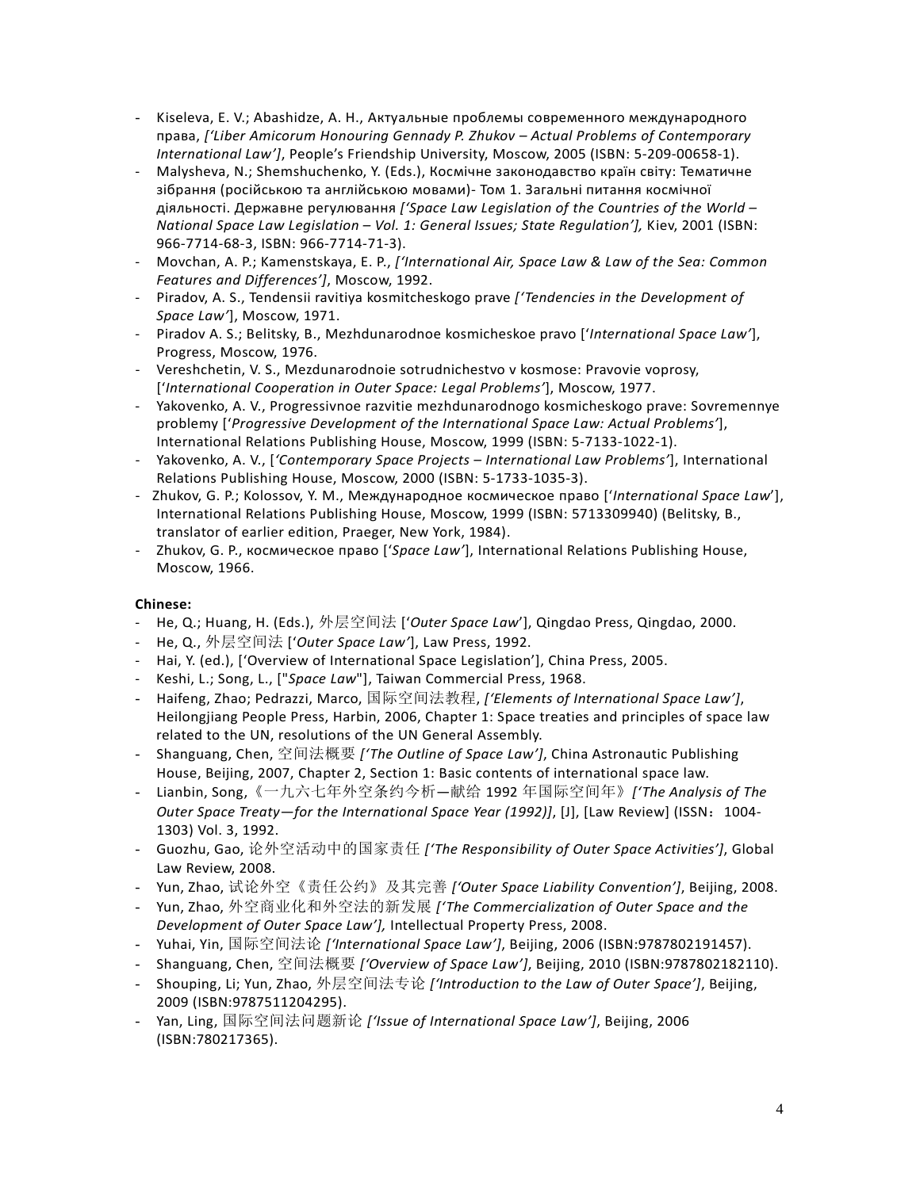- Kiseleva, E. V.; Abashidze, A. H., Актуальные проблемы современного международного права, *['Liber Amicorum Honouring Gennady P. Zhukov – Actual Problems of Contemporary International Law']*, People's Friendship University, Moscow, 2005 (ISBN: 5-209-00658-1).
- Malysheva, N.; Shemshuchenko, Y. (Eds.), Космічне законодавство країн світу: Тематичне зібрання (російською та англійською мовами)- Том 1. Загальні питання космічної діяльності. Державне регулювання *['Space Law Legislation of the Countries of the World – National Space Law Legislation – Vol. 1: General Issues; State Regulation'],* Kiev, 2001 (ISBN: 966-7714-68-3, ISBN: 966-7714-71-3).
- Movchan, A. P.; Kamenstskaya, E. P., *['International Air, Space Law & Law of the Sea: Common Features and Differences']*, Moscow, 1992.
- Piradov, A. S., Tendensii ravitiya kosmitcheskogo prave *['Tendencies in the Development of Space Law'*], Moscow, 1971.
- Piradov A. S.; Belitsky, B., Mezhdunarodnoe kosmicheskoe pravo ['*International Space Law'*], Progress, Moscow, 1976.
- Vereshchetin, V. S., Mezdunarodnoie sotrudnichestvo v kosmose: Pravovie voprosy, ['*International Cooperation in Outer Space: Legal Problems'*], Moscow, 1977.
- Yakovenko, A. V., Progressivnoe razvitie mezhdunarodnogo kosmicheskogo prave: Sovremennye problemy ['*Progressive Development of the International Space Law: Actual Problems'*], International Relations Publishing House, Moscow, 1999 (ISBN: 5-7133-1022-1).
- Yakovenko, A. V., [*'Contemporary Space Projects – International Law Problems'*], International Relations Publishing House, Moscow, 2000 (ISBN: 5-1733-1035-3).
- Zhukov, G. P.; Kolossov, Y. M., Международное космическое право ['*International Space Law*'], International Relations Publishing House, Moscow, 1999 (ISBN: 5713309940) (Belitsky, B., translator of earlier edition, Praeger, New York, 1984).
- Zhukov, G. P., космическое право ['*Space Law'*], International Relations Publishing House, Moscow, 1966.

**Chinese:**

- He, Q.; Huang, H. (Eds.), 外层空间法 ['*Outer Space Law*'], Qingdao Press, Qingdao, 2000.
- He, Q., 外层空间法 ['*Outer Space Law'*], Law Press, 1992.
- Hai, Y. (ed.), ['Overview of International Space Legislation'], China Press, 2005.
- Keshi, L.; Song, L., ["*Space Law*"], Taiwan Commercial Press, 1968.
- Haifeng, Zhao; Pedrazzi, Marco, 国际空间法教程, *['Elements of International Space Law']*, Heilongjiang People Press, Harbin, 2006, Chapter 1: Space treaties and principles of space law related to the UN, resolutions of the UN General Assembly.
- Shanguang, Chen, 空间法概要 *['The Outline of Space Law']*, China Astronautic Publishing House, Beijing, 2007, Chapter 2, Section 1: Basic contents of international space law.
- Lianbin, Song,《一九六七年外空条约今析—献给 1992 年国际空间年》*['The Analysis of The Outer Space Treaty—for the International Space Year (1992)]*, [J], [Law Review] (ISSN：1004-1303) Vol. 3, 1992.
- Guozhu, Gao, 论外空活动中的国家责任 *['The Responsibility of Outer Space Activities']*, Global Law Review, 2008.
- Yun, Zhao, 试论外空《责任公约》及其完善 *['Outer Space Liability Convention']*, Beijing, 2008.
- Yun, Zhao, 外空商业化和外空法的新发展 *['The Commercialization of Outer Space and the Development of Outer Space Law'],* Intellectual Property Press, 2008.
- Yuhai, Yin, 国际空间法论 *['International Space Law']*, Beijing, 2006 (ISBN:9787802191457).
- Shanguang, Chen, 空间法概要 *['Overview of Space Law']*, Beijing, 2010 (ISBN:9787802182110).
- Shouping, Li; Yun, Zhao, 外层空间法专论 *['Introduction to the Law of Outer Space']*, Beijing, 2009 (ISBN:9787511204295).
- Yan, Ling, 国际空间法问题新论 *['Issue of International Space Law']*, Beijing, 2006 (ISBN:780217365).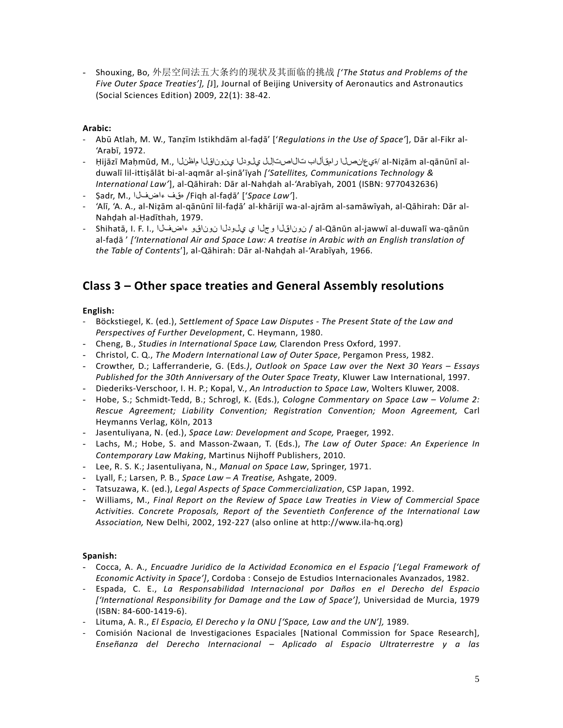- Shouxing, Bo, 外层空间法五大条约的现状及其面临的挑战 *['The Status and Problems of the Five Outer Space Treaties'], [*J], Journal of Beijing University of Aeronautics and Astronautics (Social Sciences Edition) 2009, 22(1): 38-42.

**Arabic:**

- Abū Atlah, M. W., Tanẓīm Istikhdām al-faḍā' ['*Regulations in the Use of Space'*], Dār al-Fikr al-'Arabī, 1972.
- Ḥijāzī Maḥmūd, M., النظام القانوني الدولي للإتصالات بالأقمار الصناعية/ al-Niẓām al-qānūnī al-duwalī lil-ittiṣālāt bi-al-aqmār al-ṣinā'īyah *['Satellites, Communications Technology & International Law'*], al-Qāhirah: Dār al-Nahḍah al-'Arabīyah, 2001 (ISBN: 9770432636)
- Ṣadr, M., فقه الفضاء /Fiqh al-faḍā' ['*Space Law'*].
- 'Alī, 'A. A., al-Niẓām al-qānūnī lil-faḍā' al-khārijī wa-al-ajrām al-samāwīyah, al-Qāhirah: Dār al-Nahḍah al-Ḥadīthah, 1979.
- Shihatā, I. F. I., القانون الجوي الدولي وقانون الفضاء / al-Qānūn al-jawwī al-duwalī wa-qānūn al-faḍā ' *['International Air and Space Law: A treatise in Arabic with an English translation of the Table of Contents*'], al-Qāhirah: Dār al-Nahḍah al-'Arabīyah, 1966.

## Class 3 – Other space treaties and General Assembly resolutions

**English:**

- Böckstiegel, K. (ed.), *Settlement of Space Law Disputes - The Present State of the Law and Perspectives of Further Development*, C. Heymann, 1980.
- Cheng, B., *Studies in International Space Law,* Clarendon Press Oxford, 1997.
- Christol, C. Q., *The Modern International Law of Outer Space*, Pergamon Press, 1982.
- Crowther, D.; Lafferranderie, G. (Eds*.)*, *Outlook on Space Law over the Next 30 Years – Essays Published for the 30th Anniversary of the Outer Space Treaty*, Kluwer Law International, 1997.
- Diederiks-Verschoor, I. H. P.; Kopal, V., *An Introduction to Space Law*, Wolters Kluwer, 2008.
- Hobe, S.; Schmidt-Tedd, B.; Schrogl, K. (Eds.), *Cologne Commentary on Space Law – Volume 2: Rescue Agreement; Liability Convention; Registration Convention; Moon Agreement,* Carl Heymanns Verlag, Köln, 2013
- Jasentuliyana, N. (ed.), *Space Law: Development and Scope,* Praeger, 1992.
- Lachs, M.; Hobe, S. and Masson-Zwaan, T. (Eds.), *The Law of Outer Space: An Experience In Contemporary Law Making*, Martinus Nijhoff Publishers, 2010.
- Lee, R. S. K.; Jasentuliyana, N., *Manual on Space Law*, Springer, 1971.
- Lyall, F.; Larsen, P. B., *Space Law – A Treatise,* Ashgate, 2009.
- Tatsuzawa, K. (ed.), *Legal Aspects of Space Commercialization*, CSP Japan, 1992.
- Williams, M., *Final Report on the Review of Space Law Treaties in View of Commercial Space Activities. Concrete Proposals, Report of the Seventieth Conference of the International Law Association,* New Delhi, 2002, 192-227 (also online at http://www.ila-hq.org)

**Spanish:**

- Cocca, A. A., *Encuadre Juridico de la Actividad Economica en el Espacio ['Legal Framework of Economic Activity in Space']*, Cordoba : Consejo de Estudios Internacionales Avanzados, 1982.
- Espada, C. E., *La Responsabilidad Internacional por Daños en el Derecho del Espacio ['International Responsibility for Damage and the Law of Space']*, Universidad de Murcia, 1979 (ISBN: 84-600-1419-6).
- Lituma, A. R., *El Espacio, El Derecho y la ONU ['Space, Law and the UN'],* 1989.
- Comisión Nacional de Investigaciones Espaciales [National Commission for Space Research], *Enseñanza del Derecho Internacional – Aplicado al Espacio Ultraterrestre y a las*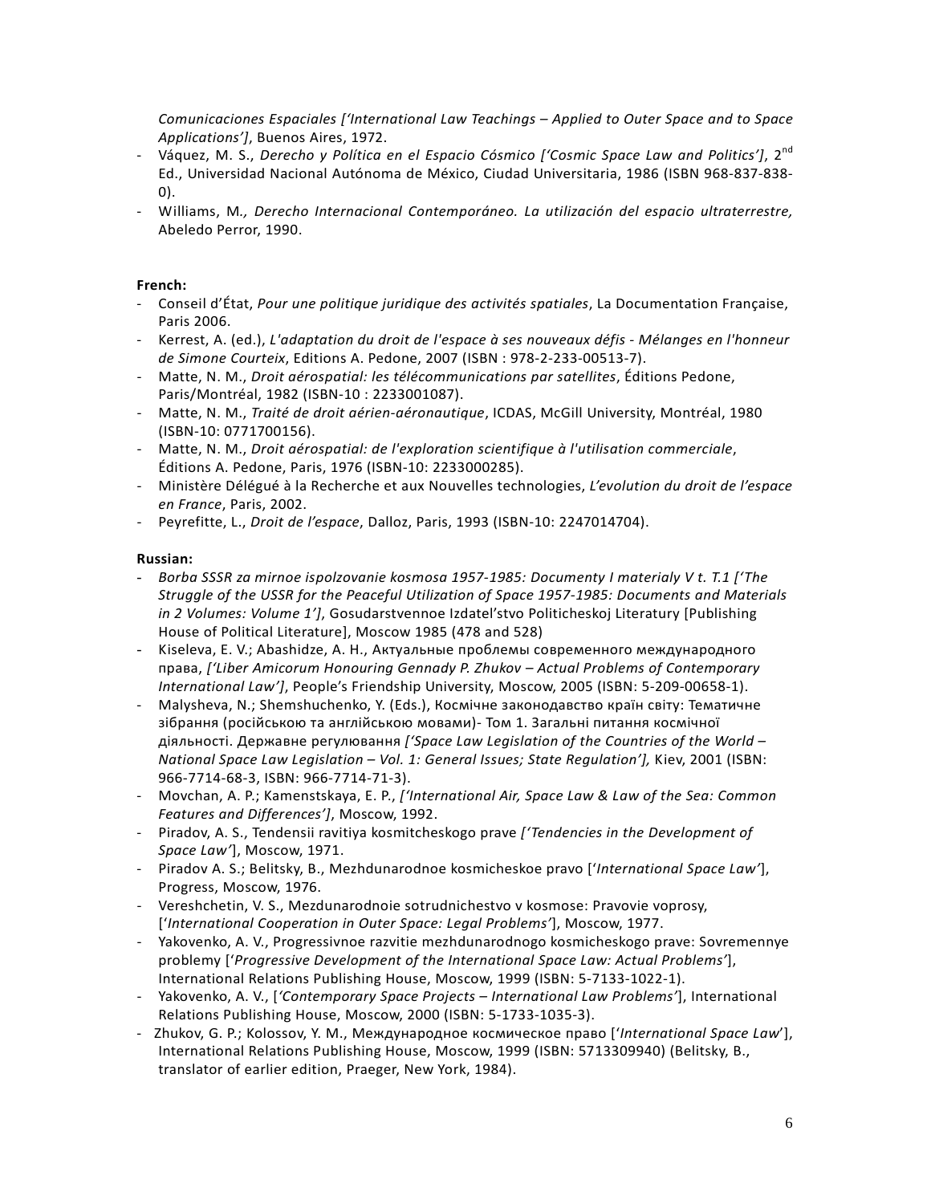*Comunicaciones Espaciales ['International Law Teachings – Applied to Outer Space and to Space Applications']*, Buenos Aires, 1972.
- Váquez, M. S., *Derecho y Política en el Espacio Cósmico ['Cosmic Space Law and Politics']*, 2nd Ed., Universidad Nacional Autónoma de México, Ciudad Universitaria, 1986 (ISBN 968-837-838-0).
- Williams, M*., Derecho Internacional Contemporáneo. La utilización del espacio ultraterrestre,* Abeledo Perror, 1990.

**French:**
- Conseil d'État, *Pour une politique juridique des activités spatiales*, La Documentation Française, Paris 2006.
- Kerrest, A. (ed.), *L'adaptation du droit de l'espace à ses nouveaux défis - Mélanges en l'honneur de Simone Courteix*, Editions A. Pedone, 2007 (ISBN : 978-2-233-00513-7).
- Matte, N. M., *Droit aérospatial: les télécommunications par satellites*, Éditions Pedone, Paris/Montréal, 1982 (ISBN-10 : 2233001087).
- Matte, N. M., *Traité de droit aérien-aéronautique*, ICDAS, McGill University, Montréal, 1980 (ISBN-10: 0771700156).
- Matte, N. M., *Droit aérospatial: de l'exploration scientifique à l'utilisation commerciale*, Éditions A. Pedone, Paris, 1976 (ISBN-10: 2233000285).
- Ministère Délégué à la Recherche et aux Nouvelles technologies, *L'evolution du droit de l'espace en France*, Paris, 2002.
- Peyrefitte, L., *Droit de l'espace*, Dalloz, Paris, 1993 (ISBN-10: 2247014704).

**Russian:**
- *Borba SSSR za mirnoe ispolzovanie kosmosa 1957-1985: Documenty I materialy V t. T.1 ['The Struggle of the USSR for the Peaceful Utilization of Space 1957-1985: Documents and Materials in 2 Volumes: Volume 1']*, Gosudarstvennoe Izdatel'stvo Politicheskoj Literatury [Publishing House of Political Literature], Moscow 1985 (478 and 528)
- Kiseleva, E. V.; Abashidze, A. H., Актуальные проблемы современного международного права, *['Liber Amicorum Honouring Gennady P. Zhukov – Actual Problems of Contemporary International Law']*, People's Friendship University, Moscow, 2005 (ISBN: 5-209-00658-1).
- Malysheva, N.; Shemshuchenko, Y. (Eds.), Космічне законодавство країн світу: Тематичне зібрання (російською та англійською мовами)- Том 1. Загальні питання космічної діяльності. Державне регулювання *['Space Law Legislation of the Countries of the World – National Space Law Legislation – Vol. 1: General Issues; State Regulation'],* Kiev, 2001 (ISBN: 966-7714-68-3, ISBN: 966-7714-71-3).
- Movchan, A. P.; Kamenstskaya, E. P., *['International Air, Space Law & Law of the Sea: Common Features and Differences']*, Moscow, 1992.
- Piradov, A. S., Tendensii ravitiya kosmitcheskogo prave *['Tendencies in the Development of Space Law'*], Moscow, 1971.
- Piradov A. S.; Belitsky, B., Mezhdunarodnoe kosmicheskoe pravo ['*International Space Law'*], Progress, Moscow, 1976.
- Vereshchetin, V. S., Mezdunarodnoie sotrudnichestvo v kosmose: Pravovie voprosy, ['*International Cooperation in Outer Space: Legal Problems'*], Moscow, 1977.
- Yakovenko, A. V., Progressivnoe razvitie mezhdunarodnogo kosmicheskogo prave: Sovremennye problemy ['*Progressive Development of the International Space Law: Actual Problems'*], International Relations Publishing House, Moscow, 1999 (ISBN: 5-7133-1022-1).
- Yakovenko, A. V., [*'Contemporary Space Projects – International Law Problems'*], International Relations Publishing House, Moscow, 2000 (ISBN: 5-1733-1035-3).
- Zhukov, G. P.; Kolossov, Y. M., Международное космическое право ['*International Space Law*'], International Relations Publishing House, Moscow, 1999 (ISBN: 5713309940) (Belitsky, B., translator of earlier edition, Praeger, New York, 1984).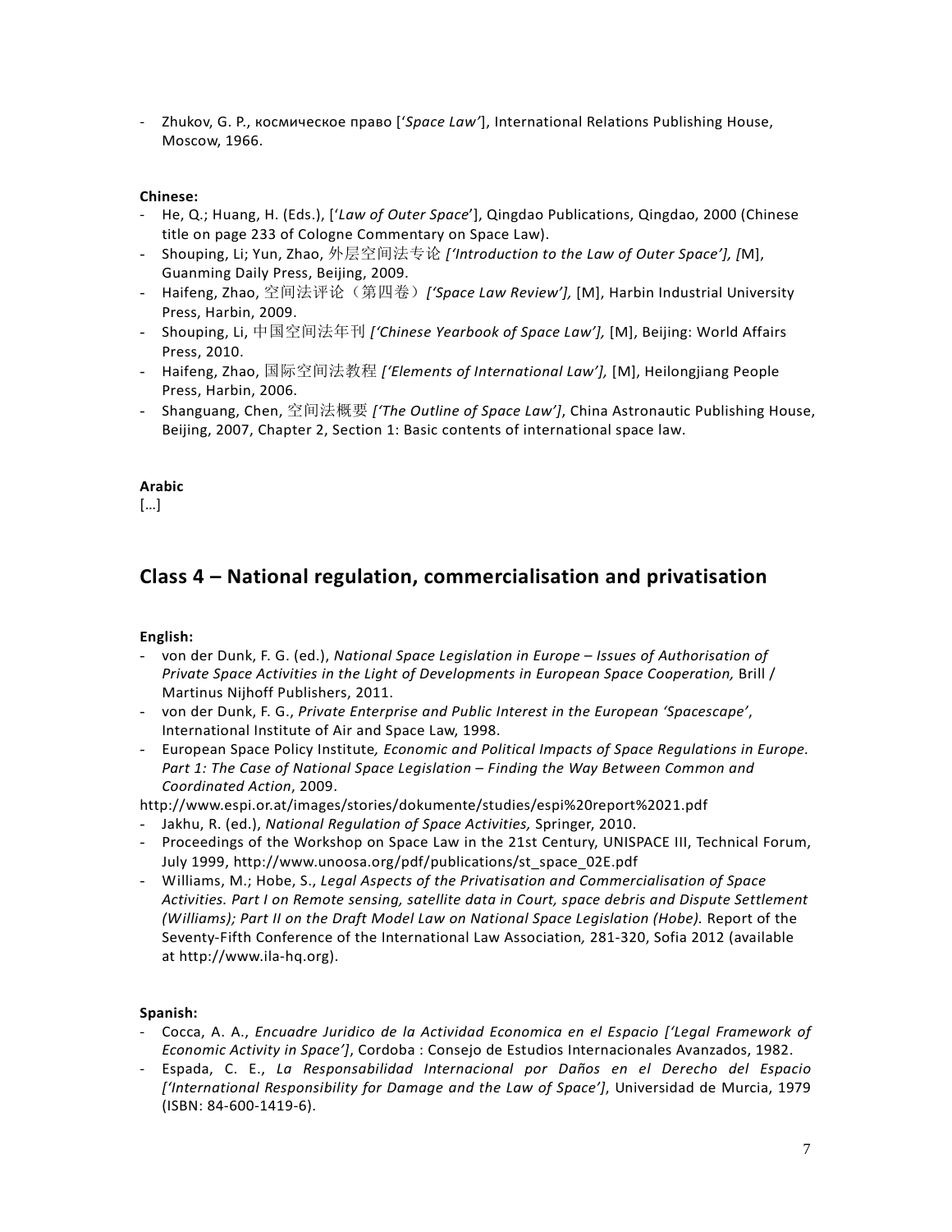- Zhukov, G. P., космическое право ['*Space Law'*], International Relations Publishing House, Moscow, 1966.

**Chinese:**

- He, Q.; Huang, H. (Eds.), ['*Law of Outer Space*'], Qingdao Publications, Qingdao, 2000 (Chinese title on page 233 of Cologne Commentary on Space Law).
- Shouping, Li; Yun, Zhao, 外层空间法专论 *['Introduction to the Law of Outer Space'], [*M], Guanming Daily Press, Beijing, 2009.
- Haifeng, Zhao, 空间法评论（第四卷）*['Space Law Review'],* [M], Harbin Industrial University Press, Harbin, 2009.
- Shouping, Li, 中国空间法年刊 *['Chinese Yearbook of Space Law'],* [M], Beijing: World Affairs Press, 2010.
- Haifeng, Zhao, 国际空间法教程 *['Elements of International Law'],* [M], Heilongjiang People Press, Harbin, 2006.
- Shanguang, Chen, 空间法概要 *['The Outline of Space Law']*, China Astronautic Publishing House, Beijing, 2007, Chapter 2, Section 1: Basic contents of international space law.

**Arabic**

[…]

## Class 4 – National regulation, commercialisation and privatisation

**English:**

- von der Dunk, F. G. (ed.), *National Space Legislation in Europe – Issues of Authorisation of Private Space Activities in the Light of Developments in European Space Cooperation,* Brill / Martinus Nijhoff Publishers, 2011.
- von der Dunk, F. G., *Private Enterprise and Public Interest in the European 'Spacescape'*, International Institute of Air and Space Law, 1998.
- European Space Policy Institute*, Economic and Political Impacts of Space Regulations in Europe. Part 1: The Case of National Space Legislation – Finding the Way Between Common and Coordinated Action*, 2009.

http://www.espi.or.at/images/stories/dokumente/studies/espi%20report%2021.pdf

- Jakhu, R. (ed.), *National Regulation of Space Activities,* Springer, 2010.
- Proceedings of the Workshop on Space Law in the 21st Century, UNISPACE III, Technical Forum, July 1999, http://www.unoosa.org/pdf/publications/st_space_02E.pdf
- Williams, M.; Hobe, S., *Legal Aspects of the Privatisation and Commercialisation of Space Activities. Part I on Remote sensing, satellite data in Court, space debris and Dispute Settlement (Williams); Part II on the Draft Model Law on National Space Legislation (Hobe).* Report of the Seventy-Fifth Conference of the International Law Association*,* 281-320, Sofia 2012 (available at http://www.ila-hq.org).

**Spanish:**

- Cocca, A. A., *Encuadre Juridico de la Actividad Economica en el Espacio ['Legal Framework of Economic Activity in Space']*, Cordoba : Consejo de Estudios Internacionales Avanzados, 1982.
- Espada, C. E., *La Responsabilidad Internacional por Daños en el Derecho del Espacio ['International Responsibility for Damage and the Law of Space']*, Universidad de Murcia, 1979 (ISBN: 84-600-1419-6).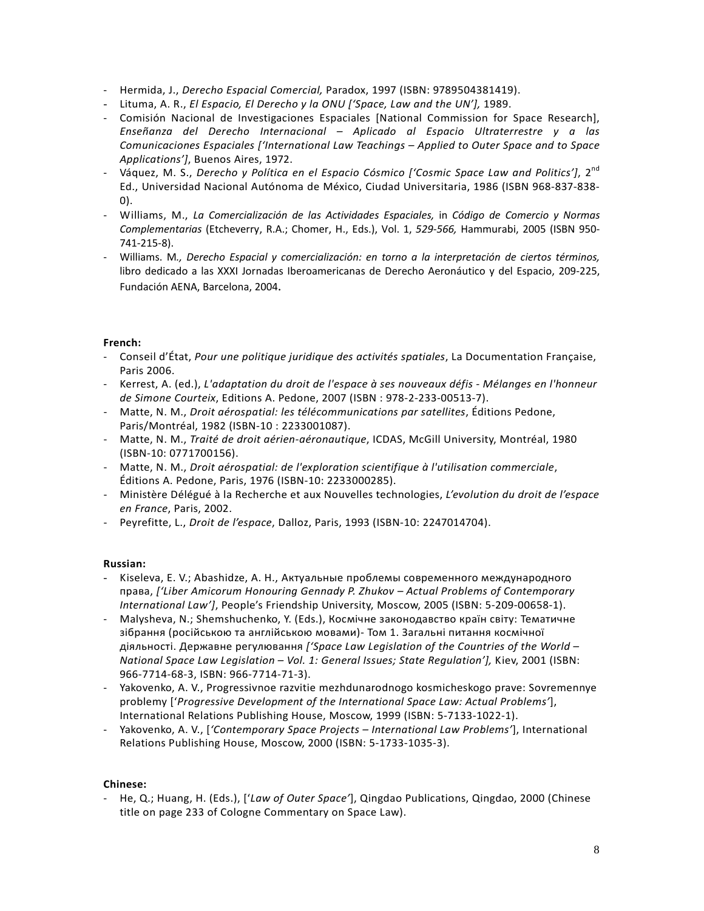- Hermida, J., *Derecho Espacial Comercial,* Paradox, 1997 (ISBN: 9789504381419).
- Lituma, A. R., *El Espacio, El Derecho y la ONU ['Space, Law and the UN'],* 1989.
- Comisión Nacional de Investigaciones Espaciales [National Commission for Space Research], *Enseñanza del Derecho Internacional – Aplicado al Espacio Ultraterrestre y a las Comunicaciones Espaciales ['International Law Teachings – Applied to Outer Space and to Space Applications']*, Buenos Aires, 1972.
- Váquez, M. S., *Derecho y Política en el Espacio Cósmico ['Cosmic Space Law and Politics']*, 2nd Ed., Universidad Nacional Autónoma de México, Ciudad Universitaria, 1986 (ISBN 968-837-838-0).
- Williams, M., *La Comercialización de las Actividades Espaciales,* in *Código de Comercio y Normas Complementarias* (Etcheverry, R.A.; Chomer, H., Eds.), Vol. 1, *529-566,* Hammurabi, 2005 (ISBN 950-741-215-8).
- Williams. M*., Derecho Espacial y comercialización: en torno a la interpretación de ciertos términos,* libro dedicado a las XXXI Jornadas Iberoamericanas de Derecho Aeronáutico y del Espacio, 209-225, Fundación AENA, Barcelona, 2004.

**French:**

- Conseil d'État, *Pour une politique juridique des activités spatiales*, La Documentation Française, Paris 2006.
- Kerrest, A. (ed.), *L'adaptation du droit de l'espace à ses nouveaux défis - Mélanges en l'honneur de Simone Courteix*, Editions A. Pedone, 2007 (ISBN : 978-2-233-00513-7).
- Matte, N. M., *Droit aérospatial: les télécommunications par satellites*, Éditions Pedone, Paris/Montréal, 1982 (ISBN-10 : 2233001087).
- Matte, N. M., *Traité de droit aérien-aéronautique*, ICDAS, McGill University, Montréal, 1980 (ISBN-10: 0771700156).
- Matte, N. M., *Droit aérospatial: de l'exploration scientifique à l'utilisation commerciale*, Éditions A. Pedone, Paris, 1976 (ISBN-10: 2233000285).
- Ministère Délégué à la Recherche et aux Nouvelles technologies, *L'evolution du droit de l'espace en France*, Paris, 2002.
- Peyrefitte, L., *Droit de l'espace*, Dalloz, Paris, 1993 (ISBN-10: 2247014704).

**Russian:**

- Kiseleva, E. V.; Abashidze, A. H., Актуальные проблемы современного международного права, *['Liber Amicorum Honouring Gennady P. Zhukov – Actual Problems of Contemporary International Law']*, People's Friendship University, Moscow, 2005 (ISBN: 5-209-00658-1).
- Malysheva, N.; Shemshuchenko, Y. (Eds.), Космічне законодавство країн світу: Тематичне зібрання (російською та англійською мовами)- Том 1. Загальні питання космічної діяльності. Державне регулювання *['Space Law Legislation of the Countries of the World – National Space Law Legislation – Vol. 1: General Issues; State Regulation'],* Kiev, 2001 (ISBN: 966-7714-68-3, ISBN: 966-7714-71-3).
- Yakovenko, A. V., Progressivnoe razvitie mezhdunarodnogo kosmicheskogo prave: Sovremennye problemy ['*Progressive Development of the International Space Law: Actual Problems'*], International Relations Publishing House, Moscow, 1999 (ISBN: 5-7133-1022-1).
- Yakovenko, A. V., [*'Contemporary Space Projects – International Law Problems'*], International Relations Publishing House, Moscow, 2000 (ISBN: 5-1733-1035-3).

**Chinese:**

- He, Q.; Huang, H. (Eds.), ['*Law of Outer Space'*], Qingdao Publications, Qingdao, 2000 (Chinese title on page 233 of Cologne Commentary on Space Law).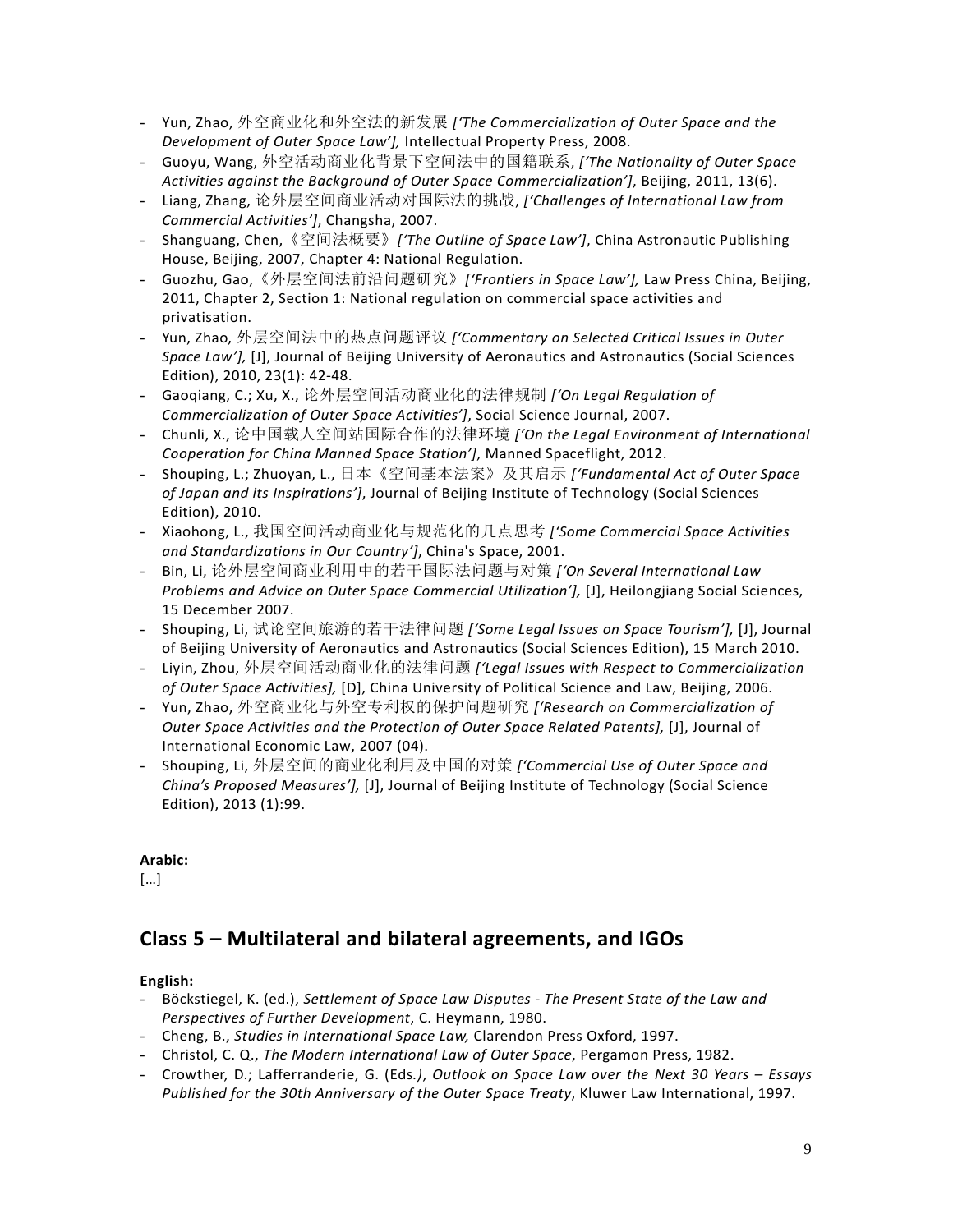- Yun, Zhao, 外空商业化和外空法的新发展 *['The Commercialization of Outer Space and the Development of Outer Space Law'],* Intellectual Property Press, 2008.
- Guoyu, Wang, 外空活动商业化背景下空间法中的国籍联系, *['The Nationality of Outer Space Activities against the Background of Outer Space Commercialization']*, Beijing, 2011, 13(6).
- Liang, Zhang, 论外层空间商业活动对国际法的挑战, *['Challenges of International Law from Commercial Activities']*, Changsha, 2007.
- Shanguang, Chen,《空间法概要》*['The Outline of Space Law']*, China Astronautic Publishing House, Beijing, 2007, Chapter 4: National Regulation.
- Guozhu, Gao,《外层空间法前沿问题研究》*['Frontiers in Space Law'],* Law Press China, Beijing, 2011, Chapter 2, Section 1: National regulation on commercial space activities and privatisation.
- Yun, Zhao, 外层空间法中的热点问题评议 *['Commentary on Selected Critical Issues in Outer Space Law'],* [J], Journal of Beijing University of Aeronautics and Astronautics (Social Sciences Edition), 2010, 23(1): 42-48.
- Gaoqiang, C.; Xu, X., 论外层空间活动商业化的法律规制 *['On Legal Regulation of Commercialization of Outer Space Activities']*, Social Science Journal, 2007.
- Chunli, X., 论中国载人空间站国际合作的法律环境 *['On the Legal Environment of International Cooperation for China Manned Space Station']*, Manned Spaceflight, 2012.
- Shouping, L.; Zhuoyan, L., 日本《空间基本法案》及其启示 *['Fundamental Act of Outer Space of Japan and its Inspirations']*, Journal of Beijing Institute of Technology (Social Sciences Edition), 2010.
- Xiaohong, L., 我国空间活动商业化与规范化的几点思考 *['Some Commercial Space Activities and Standardizations in Our Country']*, China's Space, 2001.
- Bin, Li, 论外层空间商业利用中的若干国际法问题与对策 *['On Several International Law Problems and Advice on Outer Space Commercial Utilization'],* [J], Heilongjiang Social Sciences, 15 December 2007.
- Shouping, Li, 试论空间旅游的若干法律问题 *['Some Legal Issues on Space Tourism'],* [J], Journal of Beijing University of Aeronautics and Astronautics (Social Sciences Edition), 15 March 2010.
- Liyin, Zhou, 外层空间活动商业化的法律问题 *['Legal Issues with Respect to Commercialization of Outer Space Activities],* [D], China University of Political Science and Law, Beijing, 2006.
- Yun, Zhao, 外空商业化与外空专利权的保护问题研究 *['Research on Commercialization of Outer Space Activities and the Protection of Outer Space Related Patents],* [J], Journal of International Economic Law, 2007 (04).
- Shouping, Li, 外层空间的商业化利用及中国的对策 *['Commercial Use of Outer Space and China's Proposed Measures'],* [J], Journal of Beijing Institute of Technology (Social Science Edition), 2013 (1):99.

**Arabic:**
[…]

## Class 5 – Multilateral and bilateral agreements, and IGOs

**English:**

- Böckstiegel, K. (ed.), *Settlement of Space Law Disputes - The Present State of the Law and Perspectives of Further Development*, C. Heymann, 1980.
- Cheng, B., *Studies in International Space Law,* Clarendon Press Oxford, 1997.
- Christol, C. Q., *The Modern International Law of Outer Space*, Pergamon Press, 1982.
- Crowther, D.; Lafferranderie, G. (Eds.*)*, *Outlook on Space Law over the Next 30 Years – Essays Published for the 30th Anniversary of the Outer Space Treaty*, Kluwer Law International, 1997.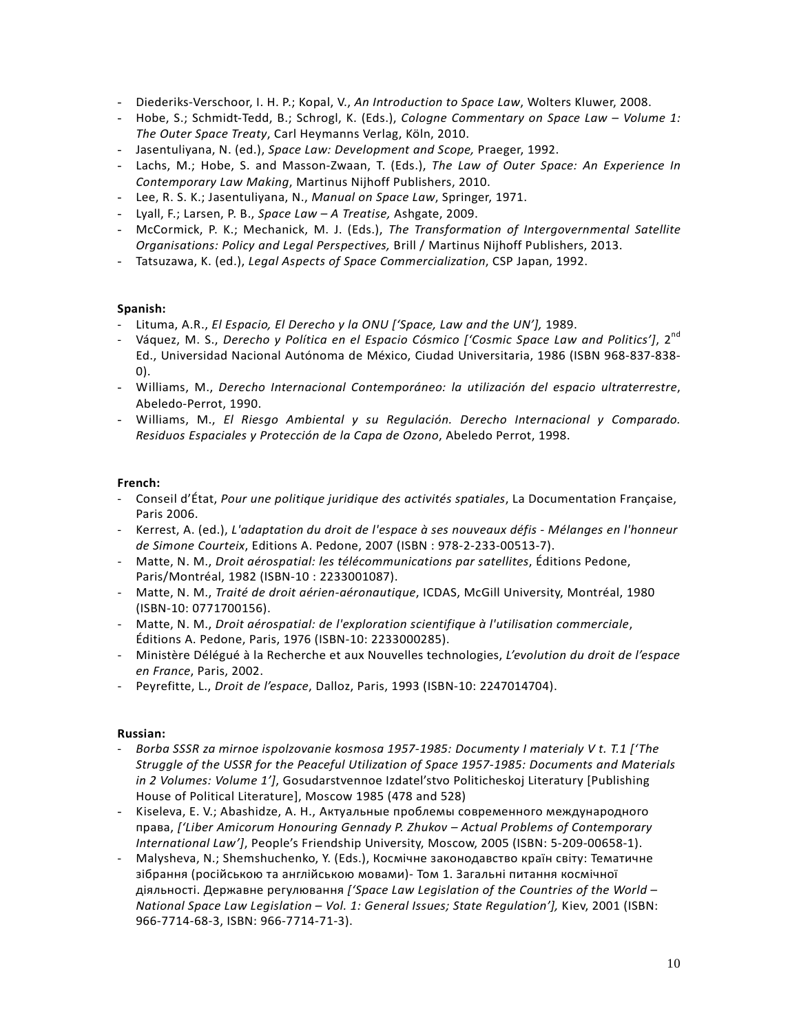- Diederiks-Verschoor, I. H. P.; Kopal, V., *An Introduction to Space Law*, Wolters Kluwer, 2008.
- Hobe, S.; Schmidt-Tedd, B.; Schrogl, K. (Eds.), *Cologne Commentary on Space Law – Volume 1: The Outer Space Treaty*, Carl Heymanns Verlag, Köln, 2010.
- Jasentuliyana, N. (ed.), *Space Law: Development and Scope,* Praeger, 1992.
- Lachs, M.; Hobe, S. and Masson-Zwaan, T. (Eds.), *The Law of Outer Space: An Experience In Contemporary Law Making*, Martinus Nijhoff Publishers, 2010.
- Lee, R. S. K.; Jasentuliyana, N., *Manual on Space Law*, Springer, 1971.
- Lyall, F.; Larsen, P. B., *Space Law – A Treatise,* Ashgate, 2009.
- McCormick, P. K.; Mechanick, M. J. (Eds.), *The Transformation of Intergovernmental Satellite Organisations: Policy and Legal Perspectives,* Brill / Martinus Nijhoff Publishers, 2013.
- Tatsuzawa, K. (ed.), *Legal Aspects of Space Commercialization*, CSP Japan, 1992.

**Spanish:**

- Lituma, A.R., *El Espacio, El Derecho y la ONU ['Space, Law and the UN'],* 1989.
- Váquez, M. S., *Derecho y Política en el Espacio Cósmico ['Cosmic Space Law and Politics']*, 2nd Ed., Universidad Nacional Autónoma de México, Ciudad Universitaria, 1986 (ISBN 968-837-838-0).
- Williams, M., *Derecho Internacional Contemporáneo: la utilización del espacio ultraterrestre*, Abeledo-Perrot, 1990.
- Williams, M., *El Riesgo Ambiental y su Regulación. Derecho Internacional y Comparado. Residuos Espaciales y Protección de la Capa de Ozono*, Abeledo Perrot, 1998.

**French:**

- Conseil d'État, *Pour une politique juridique des activités spatiales*, La Documentation Française, Paris 2006.
- Kerrest, A. (ed.), *L'adaptation du droit de l'espace à ses nouveaux défis - Mélanges en l'honneur de Simone Courteix*, Editions A. Pedone, 2007 (ISBN : 978-2-233-00513-7).
- Matte, N. M., *Droit aérospatial: les télécommunications par satellites*, Éditions Pedone, Paris/Montréal, 1982 (ISBN-10 : 2233001087).
- Matte, N. M., *Traité de droit aérien-aéronautique*, ICDAS, McGill University, Montréal, 1980 (ISBN-10: 0771700156).
- Matte, N. M., *Droit aérospatial: de l'exploration scientifique à l'utilisation commerciale*, Éditions A. Pedone, Paris, 1976 (ISBN-10: 2233000285).
- Ministère Délégué à la Recherche et aux Nouvelles technologies, *L'evolution du droit de l'espace en France*, Paris, 2002.
- Peyrefitte, L., *Droit de l'espace*, Dalloz, Paris, 1993 (ISBN-10: 2247014704).

**Russian:**

- *Borba SSSR za mirnoe ispolzovanie kosmosa 1957-1985: Documenty I materialy V t. T.1 ['The Struggle of the USSR for the Peaceful Utilization of Space 1957-1985: Documents and Materials in 2 Volumes: Volume 1']*, Gosudarstvennoe Izdatel'stvo Politicheskoj Literatury [Publishing House of Political Literature], Moscow 1985 (478 and 528)
- Kiseleva, E. V.; Abashidze, A. H., Актуальные проблемы современного международного права, *['Liber Amicorum Honouring Gennady P. Zhukov – Actual Problems of Contemporary International Law']*, People's Friendship University, Moscow, 2005 (ISBN: 5-209-00658-1).
- Malysheva, N.; Shemshuchenko, Y. (Eds.), Космічне законодавство країн світу: Тематичне зібрання (російською та англійською мовами)- Том 1. Загальні питання космічної діяльності. Державне регулювання *['Space Law Legislation of the Countries of the World – National Space Law Legislation – Vol. 1: General Issues; State Regulation'],* Kiev, 2001 (ISBN: 966-7714-68-3, ISBN: 966-7714-71-3).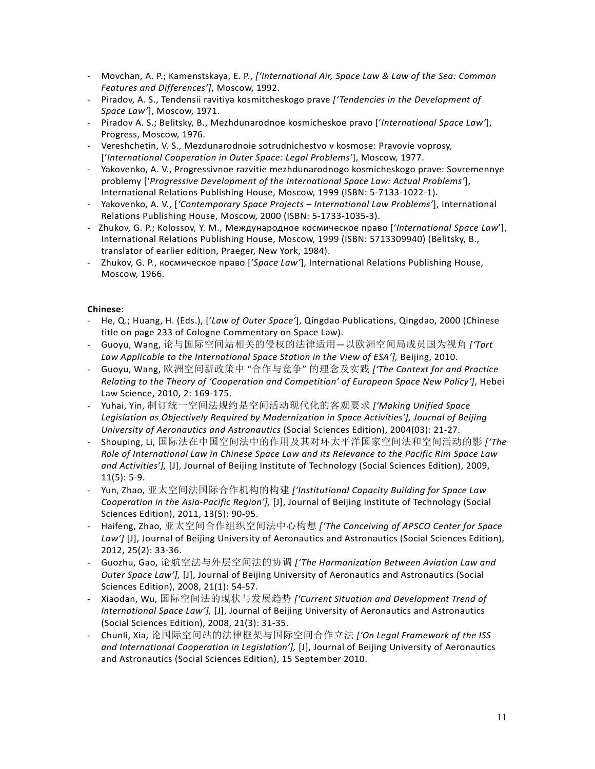- Movchan, A. P.; Kamenstskaya, E. P., *['International Air, Space Law & Law of the Sea: Common Features and Differences']*, Moscow, 1992.
- Piradov, A. S., Tendensii ravitiya kosmitcheskogo prave *['Tendencies in the Development of Space Law']*, Moscow, 1971.
- Piradov A. S.; Belitsky, B., Mezhdunarodnoe kosmicheskoe pravo ['*International Space Law'*], Progress, Moscow, 1976.
- Vereshchetin, V. S., Mezdunarodnoie sotrudnichestvo v kosmose: Pravovie voprosy, ['*International Cooperation in Outer Space: Legal Problems'*], Moscow, 1977.
- Yakovenko, A. V., Progressivnoe razvitie mezhdunarodnogo kosmicheskogo prave: Sovremennye problemy ['*Progressive Development of the International Space Law: Actual Problems'*], International Relations Publishing House, Moscow, 1999 (ISBN: 5-7133-1022-1).
- Yakovenko, A. V., [*'Contemporary Space Projects – International Law Problems'*], International Relations Publishing House, Moscow, 2000 (ISBN: 5-1733-1035-3).
- Zhukov, G. P.; Kolossov, Y. M., Международное космическое право ['*International Space Law*'], International Relations Publishing House, Moscow, 1999 (ISBN: 5713309940) (Belitsky, B., translator of earlier edition, Praeger, New York, 1984).
- Zhukov, G. P., космическое право ['*Space Law'*], International Relations Publishing House, Moscow, 1966.

**Chinese:**

- He, Q.; Huang, H. (Eds.), ['*Law of Outer Space'*], Qingdao Publications, Qingdao, 2000 (Chinese title on page 233 of Cologne Commentary on Space Law).
- Guoyu, Wang, 论与国际空间站相关的侵权的法律适用—以欧洲空间局成员国为视角 *['Tort Law Applicable to the International Space Station in the View of ESA'],* Beijing, 2010.
- Guoyu, Wang, 欧洲空间新政策中 "合作与竞争" 的理念及实践 *['The Context for and Practice Relating to the Theory of 'Cooperation and Competition' of European Space New Policy']*, Hebei Law Science, 2010, 2: 169-175.
- Yuhai, Yin, 制订统一空间法规约是空间活动现代化的客观要求 *['Making Unified Space Legislation as Objectively Required by Modernization in Space Activities'], Journal of Beijing University of Aeronautics and Astronautics* (Social Sciences Edition), 2004(03): 21-27.
- Shouping, Li, 国际法在中国空间法中的作用及其对环太平洋国家空间法和空间活动的影 *['The Role of International Law in Chinese Space Law and its Relevance to the Pacific Rim Space Law and Activities'],* [J], Journal of Beijing Institute of Technology (Social Sciences Edition), 2009, 11(5): 5-9.
- Yun, Zhao, 亚太空间法国际合作机构的构建 *['Institutional Capacity Building for Space Law Cooperation in the Asia-Pacific Region'],* [J], Journal of Beijing Institute of Technology (Social Sciences Edition), 2011, 13(5): 90-95.
- Haifeng, Zhao, 亚太空间合作组织空间法中心构想 *['The Conceiving of APSCO Center for Space Law']* [J], Journal of Beijing University of Aeronautics and Astronautics (Social Sciences Edition), 2012, 25(2): 33-36.
- Guozhu, Gao, 论航空法与外层空间法的协调 *['The Harmonization Between Aviation Law and Outer Space Law'],* [J], Journal of Beijing University of Aeronautics and Astronautics (Social Sciences Edition), 2008, 21(1): 54-57.
- Xiaodan, Wu, 国际空间法的现状与发展趋势 *['Current Situation and Development Trend of International Space Law'],* [J], Journal of Beijing University of Aeronautics and Astronautics (Social Sciences Edition), 2008, 21(3): 31-35.
- Chunli, Xia, 论国际空间站的法律框架与国际空间合作立法 *['On Legal Framework of the ISS and International Cooperation in Legislation'],* [J], Journal of Beijing University of Aeronautics and Astronautics (Social Sciences Edition), 15 September 2010.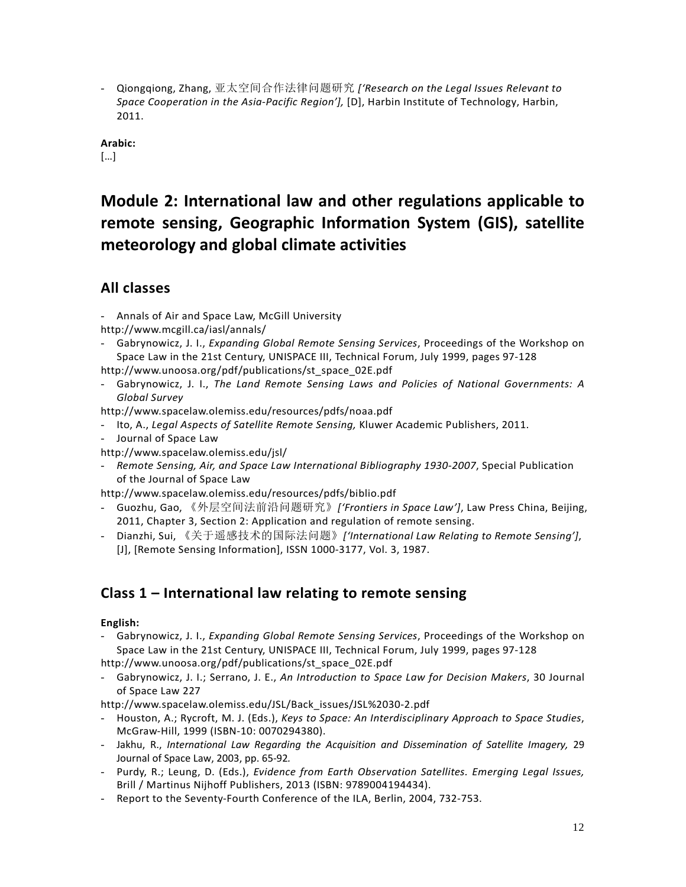- Qiongqiong, Zhang, 亚太空间合作法律问题研究 *['Research on the Legal Issues Relevant to Space Cooperation in the Asia-Pacific Region'],* [D], Harbin Institute of Technology, Harbin, 2011.

**Arabic:**

[…]

# Module 2: International law and other regulations applicable to remote sensing, Geographic Information System (GIS), satellite meteorology and global climate activities

## All classes

- Annals of Air and Space Law, McGill University
http://www.mcgill.ca/iasl/annals/
- Gabrynowicz, J. I., *Expanding Global Remote Sensing Services*, Proceedings of the Workshop on Space Law in the 21st Century, UNISPACE III, Technical Forum, July 1999, pages 97-128
http://www.unoosa.org/pdf/publications/st_space_02E.pdf
- Gabrynowicz, J. I., *The Land Remote Sensing Laws and Policies of National Governments: A Global Survey*
http://www.spacelaw.olemiss.edu/resources/pdfs/noaa.pdf
- Ito, A., *Legal Aspects of Satellite Remote Sensing,* Kluwer Academic Publishers, 2011.
- Journal of Space Law
http://www.spacelaw.olemiss.edu/jsl/
- *Remote Sensing, Air, and Space Law International Bibliography 1930-2007*, Special Publication of the Journal of Space Law
http://www.spacelaw.olemiss.edu/resources/pdfs/biblio.pdf
- Guozhu, Gao, 《外层空间法前沿问题研究》*['Frontiers in Space Law']*, Law Press China, Beijing, 2011, Chapter 3, Section 2: Application and regulation of remote sensing.
- Dianzhi, Sui, 《关于遥感技术的国际法问题》*['International Law Relating to Remote Sensing']*, [J], [Remote Sensing Information], ISSN 1000-3177, Vol. 3, 1987.

## Class 1 – International law relating to remote sensing

**English:**

- Gabrynowicz, J. I., *Expanding Global Remote Sensing Services*, Proceedings of the Workshop on Space Law in the 21st Century, UNISPACE III, Technical Forum, July 1999, pages 97-128
http://www.unoosa.org/pdf/publications/st_space_02E.pdf
- Gabrynowicz, J. I.; Serrano, J. E., *An Introduction to Space Law for Decision Makers*, 30 Journal of Space Law 227
http://www.spacelaw.olemiss.edu/JSL/Back_issues/JSL%2030-2.pdf
- Houston, A.; Rycroft, M. J. (Eds.), *Keys to Space: An Interdisciplinary Approach to Space Studies*, McGraw-Hill, 1999 (ISBN-10: 0070294380).
- Jakhu, R., *International Law Regarding the Acquisition and Dissemination of Satellite Imagery,* 29 Journal of Space Law, 2003, pp. 65-92.
- Purdy, R.; Leung, D. (Eds.), *Evidence from Earth Observation Satellites. Emerging Legal Issues,* Brill / Martinus Nijhoff Publishers, 2013 (ISBN: 9789004194434).
- Report to the Seventy-Fourth Conference of the ILA, Berlin, 2004, 732-753.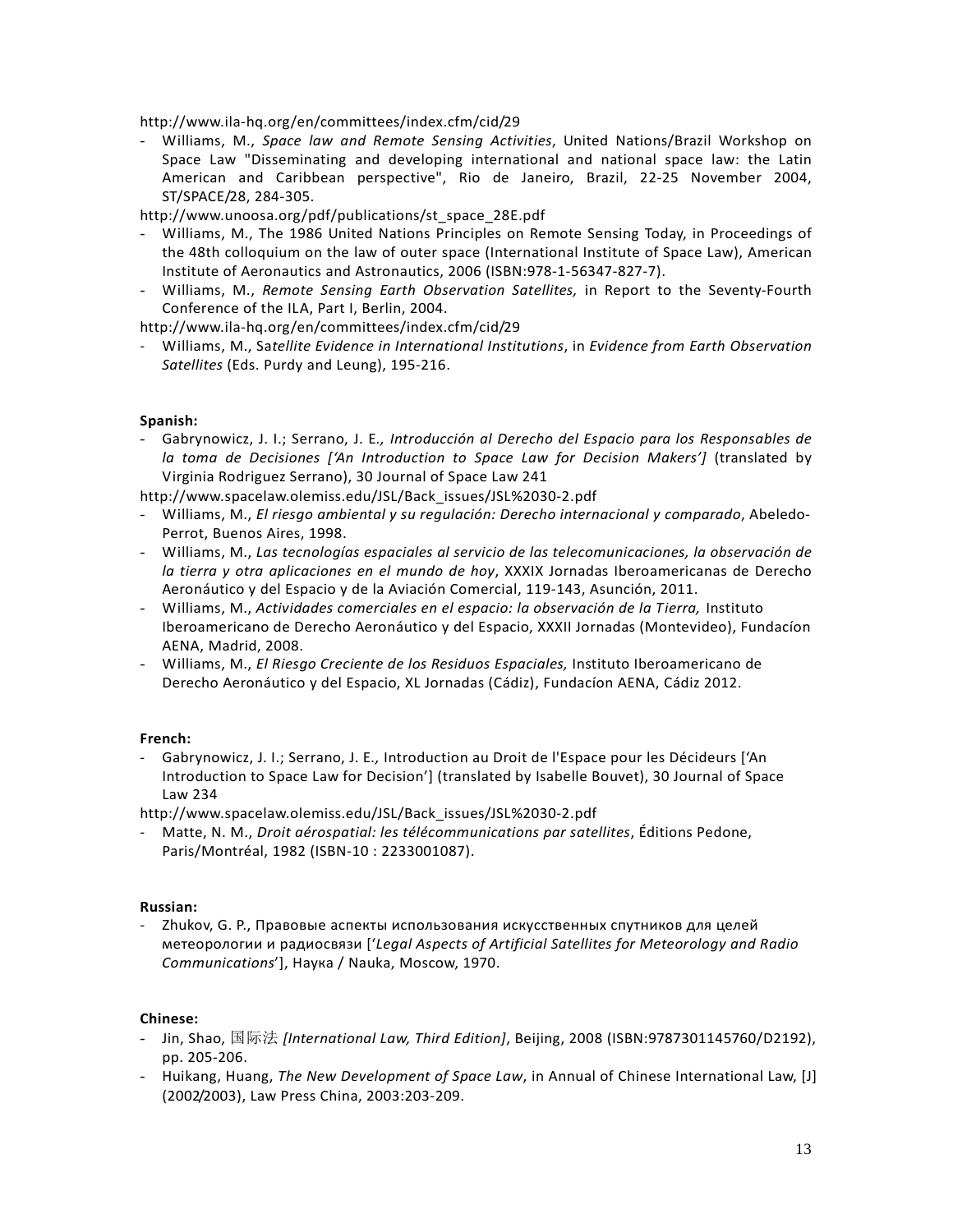http://www.ila-hq.org/en/committees/index.cfm/cid/29

- Williams, M., *Space law and Remote Sensing Activities*, United Nations/Brazil Workshop on Space Law "Disseminating and developing international and national space law: the Latin American and Caribbean perspective", Rio de Janeiro, Brazil, 22-25 November 2004, ST/SPACE/28, 284-305.

http://www.unoosa.org/pdf/publications/st_space_28E.pdf

- Williams, M., The 1986 United Nations Principles on Remote Sensing Today, in Proceedings of the 48th colloquium on the law of outer space (International Institute of Space Law), American Institute of Aeronautics and Astronautics, 2006 (ISBN:978-1-56347-827-7).
- Williams, M., *Remote Sensing Earth Observation Satellites,* in Report to the Seventy-Fourth Conference of the ILA, Part I, Berlin, 2004.

http://www.ila-hq.org/en/committees/index.cfm/cid/29

- Williams, M., S*atellite Evidence in International Institutions*, in *Evidence from Earth Observation Satellites* (Eds. Purdy and Leung), 195-216.

**Spanish:**

- Gabrynowicz, J. I.; Serrano, J. E*., Introducción al Derecho del Espacio para los Responsables de la toma de Decisiones ['An Introduction to Space Law for Decision Makers']* (translated by Virginia Rodriguez Serrano), 30 Journal of Space Law 241

http://www.spacelaw.olemiss.edu/JSL/Back_issues/JSL%2030-2.pdf

- Williams, M., *El riesgo ambiental y su regulación: Derecho internacional y comparado*, Abeledo-Perrot, Buenos Aires, 1998.
- Williams, M., *Las tecnologías espaciales al servicio de las telecomunicaciones, la observación de la tierra y otra aplicaciones en el mundo de hoy*, XXXIX Jornadas Iberoamericanas de Derecho Aeronáutico y del Espacio y de la Aviación Comercial, 119-143, Asunción, 2011.
- Williams, M., *Actividades comerciales en el espacio: la observación de la Tierra,* Instituto Iberoamericano de Derecho Aeronáutico y del Espacio, XXXII Jornadas (Montevideo), Fundacíon AENA, Madrid, 2008.
- Williams, M., *El Riesgo Creciente de los Residuos Espaciales,* Instituto Iberoamericano de Derecho Aeronáutico y del Espacio, XL Jornadas (Cádiz), Fundacíon AENA, Cádiz 2012.

**French:**

- Gabrynowicz, J. I.; Serrano, J. E*.,* Introduction au Droit de l'Espace pour les Décideurs ['An Introduction to Space Law for Decision'] (translated by Isabelle Bouvet), 30 Journal of Space Law 234

http://www.spacelaw.olemiss.edu/JSL/Back_issues/JSL%2030-2.pdf

- Matte, N. M., *Droit aérospatial: les télécommunications par satellites*, Éditions Pedone, Paris/Montréal, 1982 (ISBN-10 : 2233001087).

**Russian:**

- Zhukov, G. P., Правовые аспекты использования искусственных спутников для целей метеорологии и радиосвязи ['*Legal Aspects of Artificial Satellites for Meteorology and Radio Communications*'], Наука / Nauka, Moscow, 1970.

**Chinese:**

- Jin, Shao, 国际法 *[International Law, Third Edition]*, Beijing, 2008 (ISBN:9787301145760/D2192), pp. 205-206.
- Huikang, Huang, *The New Development of Space Law*, in Annual of Chinese International Law, [J] (2002/2003), Law Press China, 2003:203-209.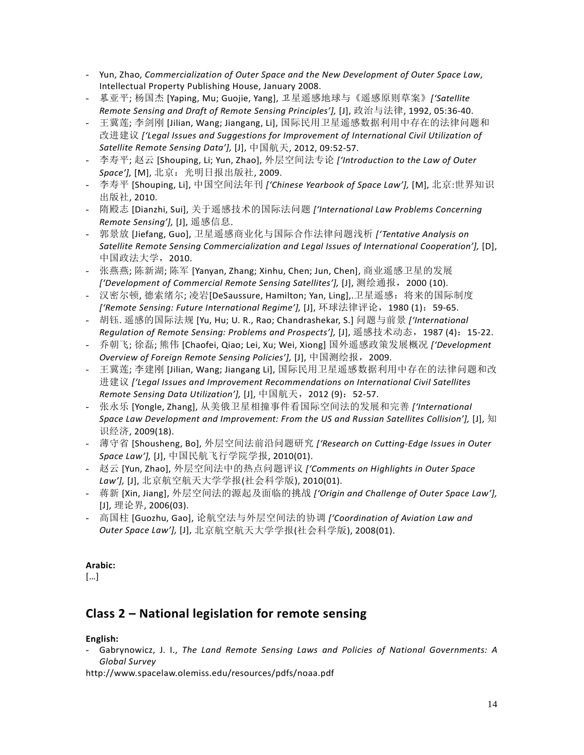- Yun, Zhao, *Commercialization of Outer Space and the New Development of Outer Space Law*, Intellectual Property Publishing House, January 2008.
- 慕亚平; 杨国杰 [Yaping, Mu; Guojie, Yang], 卫星遥感地球与《遥感原则草案》*['Satellite Remote Sensing and Draft of Remote Sensing Principles'],* [J], 政治与法律, 1992, 05:36-40.
- 王冀莲; 李剑刚 [Jilian, Wang; Jiangang, Li], 国际民用卫星遥感数据利用中存在的法律问题和改进建议 *['Legal Issues and Suggestions for Improvement of International Civil Utilization of Satellite Remote Sensing Data'],* [J], 中国航天, 2012, 09:52-57.
- 李寿平; 赵云 [Shouping, Li; Yun, Zhao], 外层空间法专论 *['Introduction to the Law of Outer Space'],* [M], 北京：光明日报出版社, 2009.
- 李寿平 [Shouping, Li], 中国空间法年刊 *['Chinese Yearbook of Space Law'],* [M], 北京:世界知识出版社, 2010.
- 隋殿志 [Dianzhi, Sui], 关于遥感技术的国际法问题 *['International Law Problems Concerning Remote Sensing'],* [J], 遥感信息.
- 郭景放 [Jiefang, Guo], 卫星遥感商业化与国际合作法律问题浅析 *['Tentative Analysis on Satellite Remote Sensing Commercialization and Legal Issues of International Cooperation'],* [D], 中国政法大学，2010.
- 张燕燕; 陈新湖; 陈军 [Yanyan, Zhang; Xinhu, Chen; Jun, Chen], 商业遥感卫星的发展 *['Development of Commercial Remote Sensing Satellites'],* [J], 测绘通报，2000 (10).
- 汉密尔顿, 德索绪尔; 凌岩[DeSaussure, Hamilton; Yan, Ling],.卫星遥感：将来的国际制度 *['Remote Sensing: Future International Regime'],* [J], 环球法律评论，1980 (1)：59-65.
- 胡钰. 遥感的国际法规 [Yu, Hu; U. R., Rao; Chandrashekar, S.] 问题与前景 *['International Regulation of Remote Sensing: Problems and Prospects'],* [J], 遥感技术动态，1987 (4)：15-22.
- 乔朝飞; 徐磊; 熊伟 [Chaofei, Qiao; Lei, Xu; Wei, Xiong] 国外遥感政策发展概况 *['Development Overview of Foreign Remote Sensing Policies'],* [J], 中国测绘报，2009.
- 王冀莲; 李建刚 [Jilian, Wang; Jiangang Li], 国际民用卫星遥感数据利用中存在的法律问题和改进建议 *['Legal Issues and Improvement Recommendations on International Civil Satellites Remote Sensing Data Utilization'],* [J], 中国航天，2012 (9)：52-57.
- 张永乐 [Yongle, Zhang], 从美俄卫星相撞事件看国际空间法的发展和完善 *['International Space Law Development and Improvement: From the US and Russian Satellites Collision'],* [J], 知识经济, 2009(18).
- 薄守省 [Shousheng, Bo], 外层空间法前沿问题研究 *['Research on Cutting-Edge Issues in Outer Space Law'],* [J], 中国民航飞行学院学报, 2010(01).
- 赵云 [Yun, Zhao], 外层空间法中的热点问题评议 *['Comments on Highlights in Outer Space Law'],* [J], 北京航空航天大学学报(社会科学版), 2010(01).
- 蒋新 [Xin, Jiang], 外层空间法的源起及面临的挑战 *['Origin and Challenge of Outer Space Law'],* [J], 理论界, 2006(03).
- 高国柱 [Guozhu, Gao], 论航空法与外层空间法的协调 *['Coordination of Aviation Law and Outer Space Law'],* [J], 北京航空航天大学学报(社会科学版), 2008(01).

**Arabic:**

[…]

## Class 2 – National legislation for remote sensing

**English:**

- Gabrynowicz, J. I., *The Land Remote Sensing Laws and Policies of National Governments: A Global Survey*

http://www.spacelaw.olemiss.edu/resources/pdfs/noaa.pdf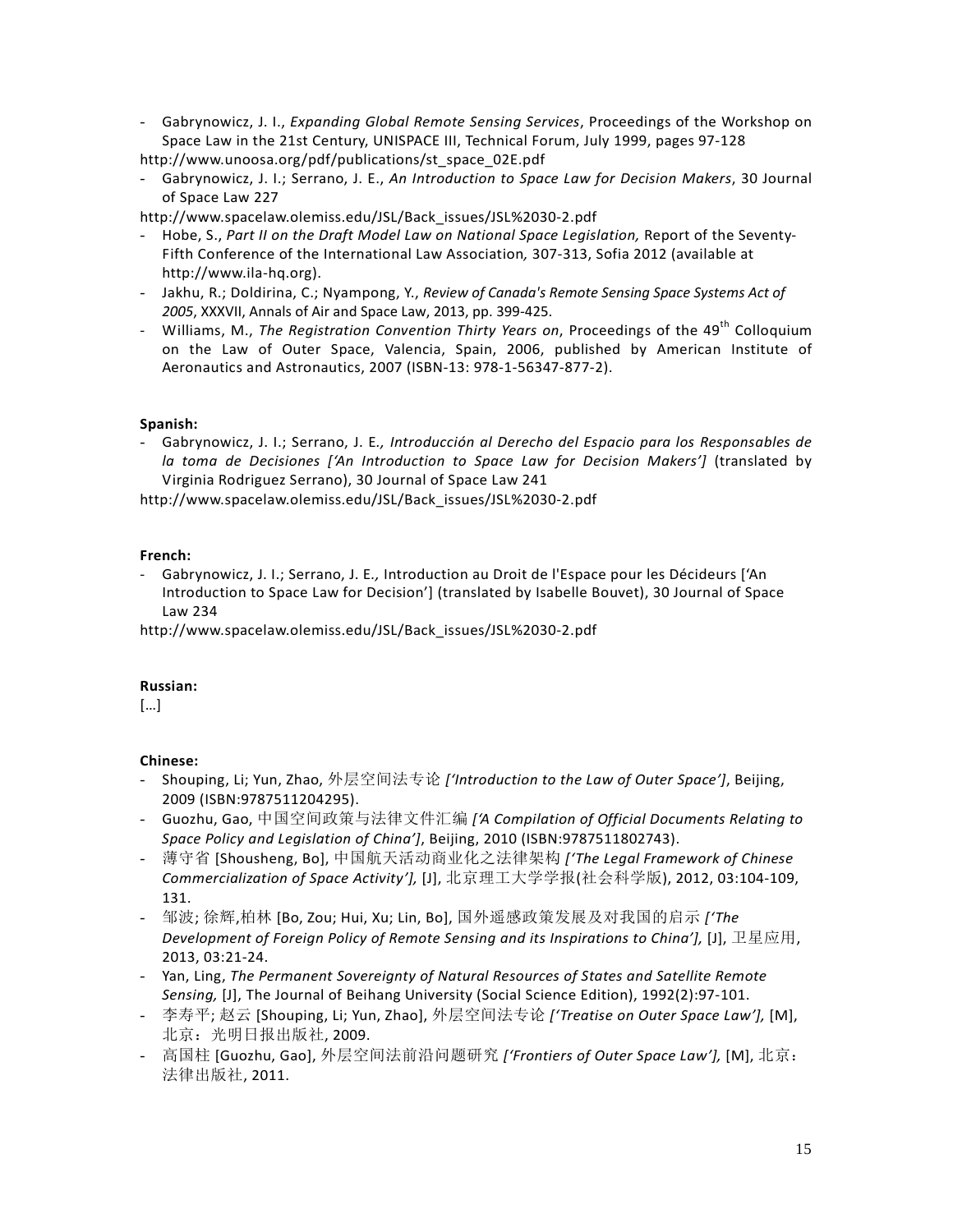- Gabrynowicz, J. I., *Expanding Global Remote Sensing Services*, Proceedings of the Workshop on Space Law in the 21st Century, UNISPACE III, Technical Forum, July 1999, pages 97-128

http://www.unoosa.org/pdf/publications/st_space_02E.pdf

- Gabrynowicz, J. I.; Serrano, J. E., *An Introduction to Space Law for Decision Makers*, 30 Journal of Space Law 227

http://www.spacelaw.olemiss.edu/JSL/Back_issues/JSL%2030-2.pdf

- Hobe, S., *Part II on the Draft Model Law on National Space Legislation,* Report of the Seventy-Fifth Conference of the International Law Association*,* 307-313, Sofia 2012 (available at http://www.ila-hq.org).
- Jakhu, R.; Doldirina, C.; Nyampong, Y., *Review of Canada's Remote Sensing Space Systems Act of 2005*, XXXVII, Annals of Air and Space Law, 2013, pp. 399-425.
- Williams, M., *The Registration Convention Thirty Years on*, Proceedings of the 49th Colloquium on the Law of Outer Space, Valencia, Spain, 2006, published by American Institute of Aeronautics and Astronautics, 2007 (ISBN-13: 978-1-56347-877-2).

**Spanish:**

- Gabrynowicz, J. I.; Serrano, J. E.*, Introducción al Derecho del Espacio para los Responsables de la toma de Decisiones ['An Introduction to Space Law for Decision Makers']* (translated by Virginia Rodriguez Serrano), 30 Journal of Space Law 241

http://www.spacelaw.olemiss.edu/JSL/Back_issues/JSL%2030-2.pdf

**French:**

- Gabrynowicz, J. I.; Serrano, J. E.*,* Introduction au Droit de l'Espace pour les Décideurs ['An Introduction to Space Law for Decision'] (translated by Isabelle Bouvet), 30 Journal of Space Law 234

http://www.spacelaw.olemiss.edu/JSL/Back_issues/JSL%2030-2.pdf

**Russian:**

[…]

**Chinese:**

- Shouping, Li; Yun, Zhao, 外层空间法专论 *['Introduction to the Law of Outer Space']*, Beijing, 2009 (ISBN:9787511204295).
- Guozhu, Gao, 中国空间政策与法律文件汇编 *['A Compilation of Official Documents Relating to Space Policy and Legislation of China']*, Beijing, 2010 (ISBN:9787511802743).
- 薄守省 [Shousheng, Bo], 中国航天活动商业化之法律架构 *['The Legal Framework of Chinese Commercialization of Space Activity'],* [J], 北京理工大学学报(社会科学版), 2012, 03:104-109, 131.
- 邹波; 徐辉,柏林 [Bo, Zou; Hui, Xu; Lin, Bo], 国外遥感政策发展及对我国的启示 *['The Development of Foreign Policy of Remote Sensing and its Inspirations to China'],* [J], 卫星应用, 2013, 03:21-24.
- Yan, Ling, *The Permanent Sovereignty of Natural Resources of States and Satellite Remote Sensing,* [J], The Journal of Beihang University (Social Science Edition), 1992(2):97-101.
- 李寿平; 赵云 [Shouping, Li; Yun, Zhao], 外层空间法专论 *['Treatise on Outer Space Law'],* [M], 北京：光明日报出版社, 2009.
- 高国柱 [Guozhu, Gao], 外层空间法前沿问题研究 *['Frontiers of Outer Space Law'],* [M], 北京：法律出版社, 2011.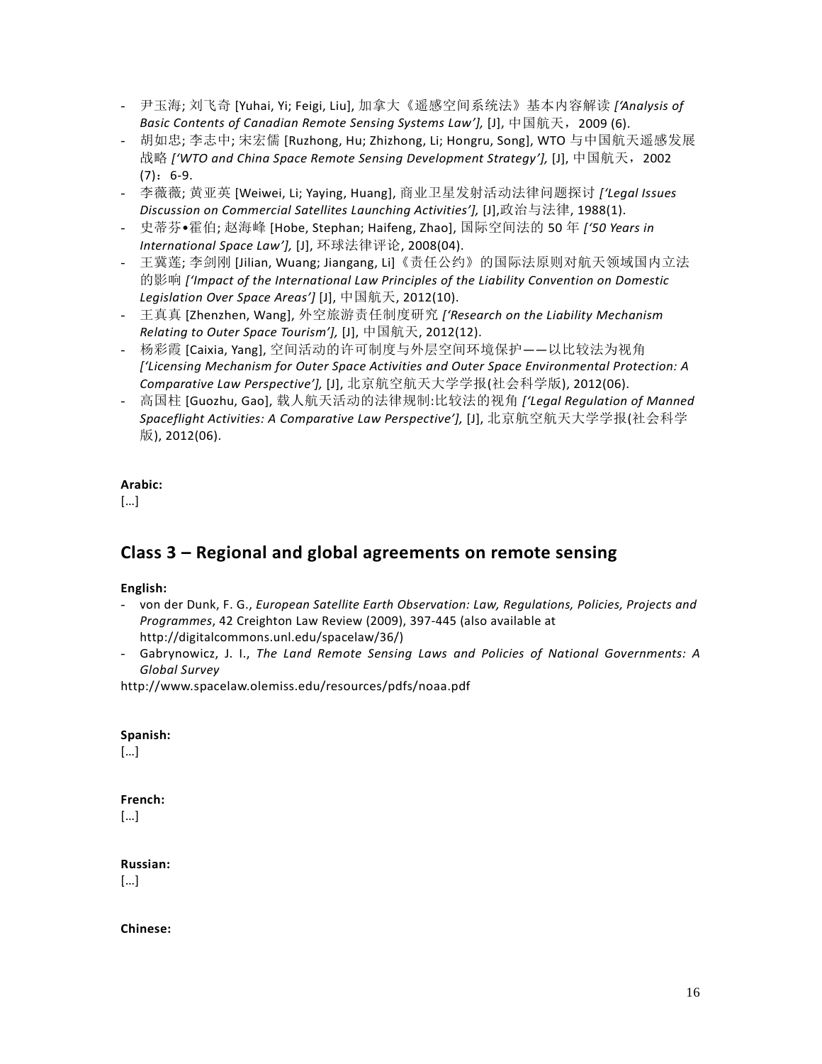- 尹玉海; 刘飞奇 [Yuhai, Yi; Feigi, Liu], 加拿大《遥感空间系统法》基本内容解读 *['Analysis of Basic Contents of Canadian Remote Sensing Systems Law'],* [J], 中国航天，2009 (6).
- 胡如忠; 李志中; 宋宏儒 [Ruzhong, Hu; Zhizhong, Li; Hongru, Song], WTO 与中国航天遥感发展战略 *['WTO and China Space Remote Sensing Development Strategy'],* [J], 中国航天，2002 (7)：6-9.
- 李薇薇; 黄亚英 [Weiwei, Li; Yaying, Huang], 商业卫星发射活动法律问题探讨 *['Legal Issues Discussion on Commercial Satellites Launching Activities'],* [J],政治与法律, 1988(1).
- 史蒂芬•霍伯; 赵海峰 [Hobe, Stephan; Haifeng, Zhao], 国际空间法的 50 年 *['50 Years in International Space Law'],* [J], 环球法律评论, 2008(04).
- 王冀莲; 李剑刚 [Jilian, Wuang; Jiangang, Li]《责任公约》的国际法原则对航天领域国内立法的影响 *['Impact of the International Law Principles of the Liability Convention on Domestic Legislation Over Space Areas']* [J], 中国航天, 2012(10).
- 王真真 [Zhenzhen, Wang], 外空旅游责任制度研究 *['Research on the Liability Mechanism Relating to Outer Space Tourism'],* [J], 中国航天, 2012(12).
- 杨彩霞 [Caixia, Yang], 空间活动的许可制度与外层空间环境保护——以比较法为视角 *['Licensing Mechanism for Outer Space Activities and Outer Space Environmental Protection: A Comparative Law Perspective'],* [J], 北京航空航天大学学报(社会科学版), 2012(06).
- 高国柱 [Guozhu, Gao], 载人航天活动的法律规制:比较法的视角 *['Legal Regulation of Manned Spaceflight Activities: A Comparative Law Perspective'],* [J], 北京航空航天大学学报(社会科学版), 2012(06).

**Arabic:**
[…]

## Class 3 – Regional and global agreements on remote sensing

**English:**
- von der Dunk, F. G., *European Satellite Earth Observation: Law, Regulations, Policies, Projects and Programmes*, 42 Creighton Law Review (2009), 397-445 (also available at http://digitalcommons.unl.edu/spacelaw/36/)
- Gabrynowicz, J. I., *The Land Remote Sensing Laws and Policies of National Governments: A Global Survey*

http://www.spacelaw.olemiss.edu/resources/pdfs/noaa.pdf

**Spanish:**
[…]

**French:**
[…]

**Russian:**
[…]

**Chinese:**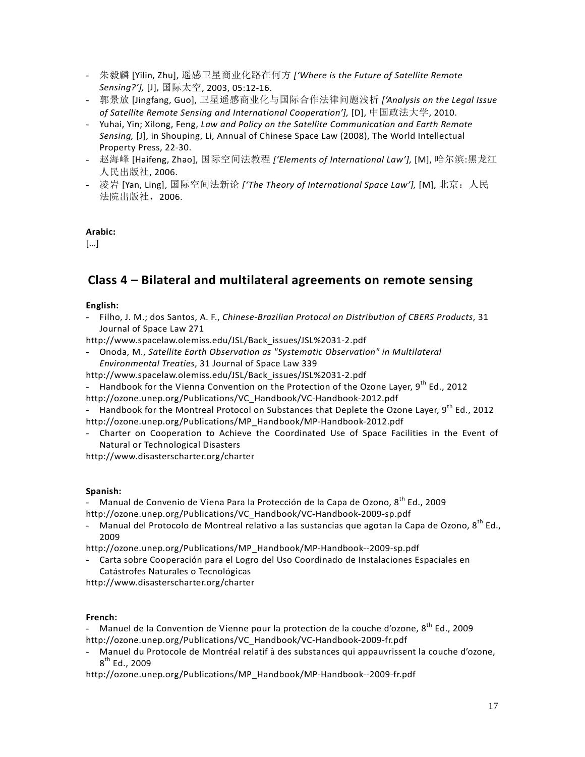- 朱毅麟 [Yilin, Zhu], 遥感卫星商业化路在何方 *['Where is the Future of Satellite Remote Sensing?'],* [J], 国际太空, 2003, 05:12-16.
- 郭景放 [Jingfang, Guo], 卫星遥感商业化与国际合作法律问题浅析 *['Analysis on the Legal Issue of Satellite Remote Sensing and International Cooperation'],* [D], 中国政法大学, 2010.
- Yuhai, Yin; Xilong, Feng, *Law and Policy on the Satellite Communication and Earth Remote Sensing,* [J], in Shouping, Li, Annual of Chinese Space Law (2008), The World Intellectual Property Press, 22-30.
- 赵海峰 [Haifeng, Zhao], 国际空间法教程 *['Elements of International Law'],* [M], 哈尔滨:黑龙江人民出版社, 2006.
- 凌岩 [Yan, Ling], 国际空间法新论 *['The Theory of International Space Law'],* [M], 北京：人民法院出版社，2006.

**Arabic:**

[…]

## Class 4 – Bilateral and multilateral agreements on remote sensing

**English:**

- Filho, J. M.; dos Santos, A. F., *Chinese-Brazilian Protocol on Distribution of CBERS Products*, 31 Journal of Space Law 271

http://www.spacelaw.olemiss.edu/JSL/Back_issues/JSL%2031-2.pdf

- Onoda, M., *Satellite Earth Observation as "Systematic Observation" in Multilateral Environmental Treaties*, 31 Journal of Space Law 339

http://www.spacelaw.olemiss.edu/JSL/Back_issues/JSL%2031-2.pdf

- Handbook for the Vienna Convention on the Protection of the Ozone Layer, 9th Ed., 2012

http://ozone.unep.org/Publications/VC_Handbook/VC-Handbook-2012.pdf

- Handbook for the Montreal Protocol on Substances that Deplete the Ozone Layer, 9th Ed., 2012

http://ozone.unep.org/Publications/MP_Handbook/MP-Handbook-2012.pdf

- Charter on Cooperation to Achieve the Coordinated Use of Space Facilities in the Event of Natural or Technological Disasters

http://www.disasterscharter.org/charter

**Spanish:**

- Manual de Convenio de Viena Para la Protección de la Capa de Ozono, 8th Ed., 2009

http://ozone.unep.org/Publications/VC_Handbook/VC-Handbook-2009-sp.pdf

- Manual del Protocolo de Montreal relativo a las sustancias que agotan la Capa de Ozono, 8th Ed., 2009

http://ozone.unep.org/Publications/MP_Handbook/MP-Handbook--2009-sp.pdf

- Carta sobre Cooperación para el Logro del Uso Coordinado de Instalaciones Espaciales en Catástrofes Naturales o Tecnológicas

http://www.disasterscharter.org/charter

**French:**

- Manuel de la Convention de Vienne pour la protection de la couche d'ozone, 8th Ed., 2009

http://ozone.unep.org/Publications/VC_Handbook/VC-Handbook-2009-fr.pdf

- Manuel du Protocole de Montréal relatif à des substances qui appauvrissent la couche d'ozone, 8th Ed., 2009

http://ozone.unep.org/Publications/MP_Handbook/MP-Handbook--2009-fr.pdf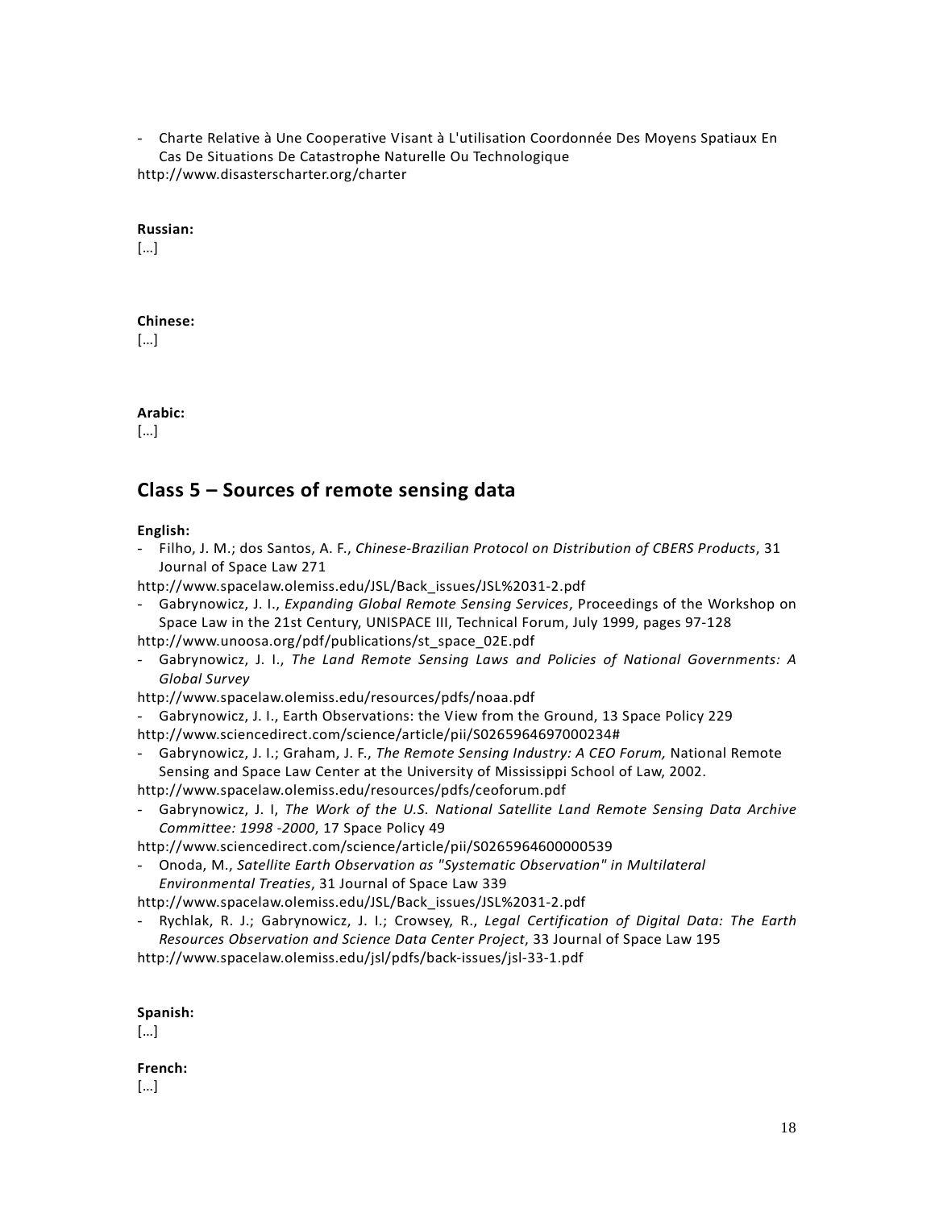- Charte Relative à Une Cooperative Visant à L'utilisation Coordonnée Des Moyens Spatiaux En Cas De Situations De Catastrophe Naturelle Ou Technologique

http://www.disasterscharter.org/charter

**Russian:**

[…]

**Chinese:**

[…]

**Arabic:**

[…]

## Class 5 – Sources of remote sensing data

**English:**

- Filho, J. M.; dos Santos, A. F., *Chinese-Brazilian Protocol on Distribution of CBERS Products*, 31 Journal of Space Law 271

http://www.spacelaw.olemiss.edu/JSL/Back_issues/JSL%2031-2.pdf

- Gabrynowicz, J. I., *Expanding Global Remote Sensing Services*, Proceedings of the Workshop on Space Law in the 21st Century, UNISPACE III, Technical Forum, July 1999, pages 97-128

http://www.unoosa.org/pdf/publications/st_space_02E.pdf

- Gabrynowicz, J. I., *The Land Remote Sensing Laws and Policies of National Governments: A Global Survey*

http://www.spacelaw.olemiss.edu/resources/pdfs/noaa.pdf

- Gabrynowicz, J. I., Earth Observations: the View from the Ground, 13 Space Policy 229

http://www.sciencedirect.com/science/article/pii/S0265964697000234#

- Gabrynowicz, J. I.; Graham, J. F., *The Remote Sensing Industry: A CEO Forum,* National Remote Sensing and Space Law Center at the University of Mississippi School of Law, 2002.

http://www.spacelaw.olemiss.edu/resources/pdfs/ceoforum.pdf

- Gabrynowicz, J. I, *The Work of the U.S. National Satellite Land Remote Sensing Data Archive Committee: 1998 -2000*, 17 Space Policy 49

http://www.sciencedirect.com/science/article/pii/S0265964600000539

- Onoda, M., *Satellite Earth Observation as "Systematic Observation" in Multilateral Environmental Treaties*, 31 Journal of Space Law 339

http://www.spacelaw.olemiss.edu/JSL/Back_issues/JSL%2031-2.pdf

- Rychlak, R. J.; Gabrynowicz, J. I.; Crowsey, R., *Legal Certification of Digital Data: The Earth Resources Observation and Science Data Center Project*, 33 Journal of Space Law 195

http://www.spacelaw.olemiss.edu/jsl/pdfs/back-issues/jsl-33-1.pdf

**Spanish:**

[…]

**French:**

[…]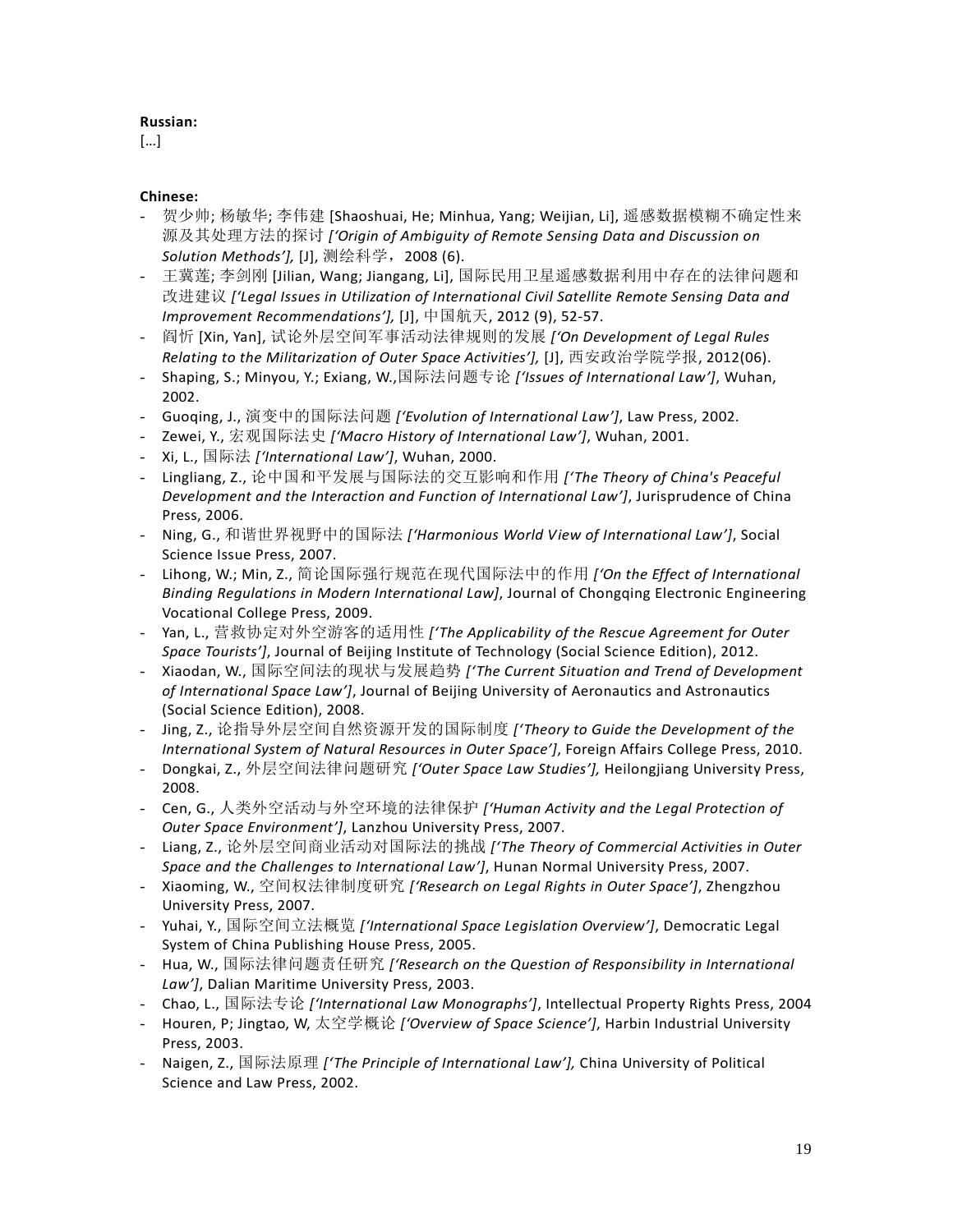**Russian:**

[…]

**Chinese:**

- 贺少帅; 杨敏华; 李伟建 [Shaoshuai, He; Minhua, Yang; Weijian, Li], 遥感数据模糊不确定性来源及其处理方法的探讨 *['Origin of Ambiguity of Remote Sensing Data and Discussion on Solution Methods'],* [J], 测绘科学，2008 (6).
- 王冀莲; 李剑刚 [Jilian, Wang; Jiangang, Li], 国际民用卫星遥感数据利用中存在的法律问题和改进建议 *['Legal Issues in Utilization of International Civil Satellite Remote Sensing Data and Improvement Recommendations'],* [J], 中国航天, 2012 (9), 52-57.
- 阎忻 [Xin, Yan], 试论外层空间军事活动法律规则的发展 *['On Development of Legal Rules Relating to the Militarization of Outer Space Activities'],* [J], 西安政治学院学报, 2012(06).
- Shaping, S.; Minyou, Y.; Exiang, W.,国际法问题专论 *['Issues of International Law']*, Wuhan, 2002.
- Guoqing, J., 演变中的国际法问题 *['Evolution of International Law']*, Law Press, 2002.
- Zewei, Y., 宏观国际法史 *['Macro History of International Law']*, Wuhan, 2001.
- Xi, L., 国际法 *['International Law']*, Wuhan, 2000.
- Lingliang, Z., 论中国和平发展与国际法的交互影响和作用 *['The Theory of China's Peaceful Development and the Interaction and Function of International Law']*, Jurisprudence of China Press, 2006.
- Ning, G., 和谐世界视野中的国际法 *['Harmonious World View of International Law']*, Social Science Issue Press, 2007.
- Lihong, W.; Min, Z., 简论国际强行规范在现代国际法中的作用 *['On the Effect of International Binding Regulations in Modern International Law]*, Journal of Chongqing Electronic Engineering Vocational College Press, 2009.
- Yan, L., 营救协定对外空游客的适用性 *['The Applicability of the Rescue Agreement for Outer Space Tourists']*, Journal of Beijing Institute of Technology (Social Science Edition), 2012.
- Xiaodan, W., 国际空间法的现状与发展趋势 *['The Current Situation and Trend of Development of International Space Law']*, Journal of Beijing University of Aeronautics and Astronautics (Social Science Edition), 2008.
- Jing, Z., 论指导外层空间自然资源开发的国际制度 *['Theory to Guide the Development of the International System of Natural Resources in Outer Space']*, Foreign Affairs College Press, 2010.
- Dongkai, Z., 外层空间法律问题研究 *['Outer Space Law Studies'],* Heilongjiang University Press, 2008.
- Cen, G., 人类外空活动与外空环境的法律保护 *['Human Activity and the Legal Protection of Outer Space Environment']*, Lanzhou University Press, 2007.
- Liang, Z., 论外层空间商业活动对国际法的挑战 *['The Theory of Commercial Activities in Outer Space and the Challenges to International Law']*, Hunan Normal University Press, 2007.
- Xiaoming, W., 空间权法律制度研究 *['Research on Legal Rights in Outer Space']*, Zhengzhou University Press, 2007.
- Yuhai, Y., 国际空间立法概览 *['International Space Legislation Overview']*, Democratic Legal System of China Publishing House Press, 2005.
- Hua, W., 国际法律问题责任研究 *['Research on the Question of Responsibility in International Law']*, Dalian Maritime University Press, 2003.
- Chao, L., 国际法专论 *['International Law Monographs']*, Intellectual Property Rights Press, 2004
- Houren, P; Jingtao, W, 太空学概论 *['Overview of Space Science']*, Harbin Industrial University Press, 2003.
- Naigen, Z., 国际法原理 *['The Principle of International Law'],* China University of Political Science and Law Press, 2002.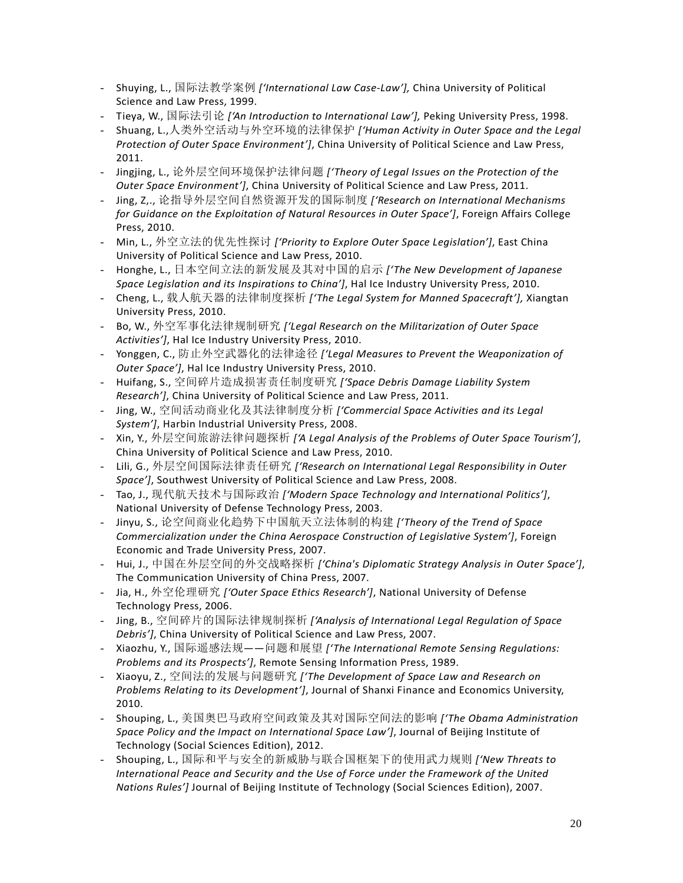- Shuying, L., 国际法教学案例 *['International Law Case-Law'],* China University of Political Science and Law Press, 1999.
- Tieya, W., 国际法引论 *['An Introduction to International Law'],* Peking University Press, 1998.
- Shuang, L.,人类外空活动与外空环境的法律保护 *['Human Activity in Outer Space and the Legal Protection of Outer Space Environment']*, China University of Political Science and Law Press, 2011.
- Jingjing, L., 论外层空间环境保护法律问题 *['Theory of Legal Issues on the Protection of the Outer Space Environment']*, China University of Political Science and Law Press, 2011.
- Jing, Z,., 论指导外层空间自然资源开发的国际制度 *['Research on International Mechanisms for Guidance on the Exploitation of Natural Resources in Outer Space']*, Foreign Affairs College Press, 2010.
- Min, L., 外空立法的优先性探讨 *['Priority to Explore Outer Space Legislation']*, East China University of Political Science and Law Press, 2010.
- Honghe, L., 日本空间立法的新发展及其对中国的启示 *['The New Development of Japanese Space Legislation and its Inspirations to China']*, Hal Ice Industry University Press, 2010.
- Cheng, L., 载人航天器的法律制度探析 *['The Legal System for Manned Spacecraft'],* Xiangtan University Press, 2010.
- Bo, W., 外空军事化法律规制研究 *['Legal Research on the Militarization of Outer Space Activities']*, Hal Ice Industry University Press, 2010.
- Yonggen, C., 防止外空武器化的法律途径 *['Legal Measures to Prevent the Weaponization of Outer Space']*, Hal Ice Industry University Press, 2010.
- Huifang, S., 空间碎片造成损害责任制度研究 *['Space Debris Damage Liability System Research']*, China University of Political Science and Law Press, 2011.
- Jing, W., 空间活动商业化及其法律制度分析 *['Commercial Space Activities and its Legal System']*, Harbin Industrial University Press, 2008.
- Xin, Y., 外层空间旅游法律问题探析 *['A Legal Analysis of the Problems of Outer Space Tourism']*, China University of Political Science and Law Press, 2010.
- Lili, G., 外层空间国际法律责任研究 *['Research on International Legal Responsibility in Outer Space']*, Southwest University of Political Science and Law Press, 2008.
- Tao, J., 现代航天技术与国际政治 *['Modern Space Technology and International Politics']*, National University of Defense Technology Press, 2003.
- Jinyu, S., 论空间商业化趋势下中国航天立法体制的构建 *['Theory of the Trend of Space Commercialization under the China Aerospace Construction of Legislative System']*, Foreign Economic and Trade University Press, 2007.
- Hui, J., 中国在外层空间的外交战略探析 *['China's Diplomatic Strategy Analysis in Outer Space']*, The Communication University of China Press, 2007.
- Jia, H., 外空伦理研究 *['Outer Space Ethics Research']*, National University of Defense Technology Press, 2006.
- Jing, B., 空间碎片的国际法律规制探析 *['Analysis of International Legal Regulation of Space Debris']*, China University of Political Science and Law Press, 2007.
- Xiaozhu, Y., 国际遥感法规——问题和展望 *['The International Remote Sensing Regulations: Problems and its Prospects']*, Remote Sensing Information Press, 1989.
- Xiaoyu, Z., 空间法的发展与问题研究 *['The Development of Space Law and Research on Problems Relating to its Development']*, Journal of Shanxi Finance and Economics University, 2010.
- Shouping, L., 美国奥巴马政府空间政策及其对国际空间法的影响 *['The Obama Administration Space Policy and the Impact on International Space Law']*, Journal of Beijing Institute of Technology (Social Sciences Edition), 2012.
- Shouping, L., 国际和平与安全的新威胁与联合国框架下的使用武力规则 *['New Threats to International Peace and Security and the Use of Force under the Framework of the United Nations Rules']* Journal of Beijing Institute of Technology (Social Sciences Edition), 2007.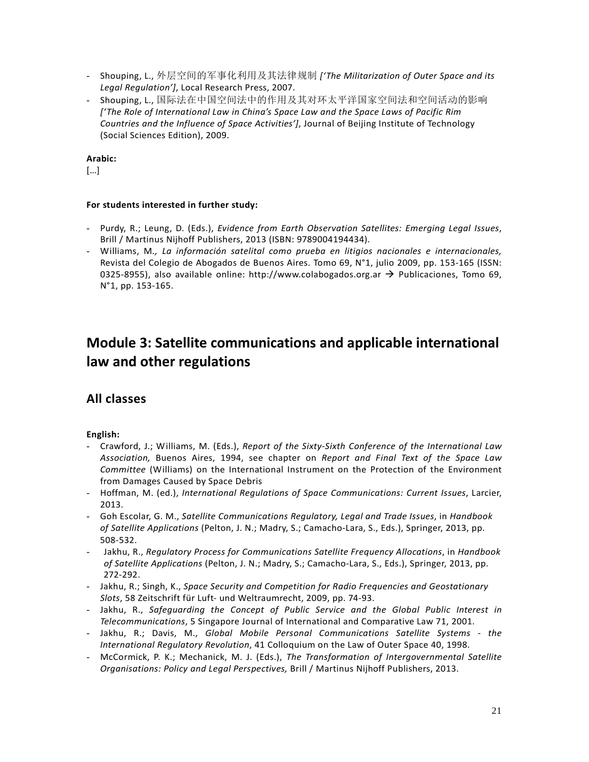- Shouping, L., 外层空间的军事化利用及其法律规制 *['The Militarization of Outer Space and its Legal Regulation']*, Local Research Press, 2007.
- Shouping, L., 国际法在中国空间法中的作用及其对环太平洋国家空间法和空间活动的影响 *['The Role of International Law in China's Space Law and the Space Laws of Pacific Rim Countries and the Influence of Space Activities']*, Journal of Beijing Institute of Technology (Social Sciences Edition), 2009.

**Arabic:**

[…]

**For students interested in further study:**

- Purdy, R.; Leung, D. (Eds.), *Evidence from Earth Observation Satellites: Emerging Legal Issues*, Brill / Martinus Nijhoff Publishers, 2013 (ISBN: 9789004194434).
- Williams, M*., La información satelital como prueba en litigios nacionales e internacionales,* Revista del Colegio de Abogados de Buenos Aires. Tomo 69, N°1, julio 2009, pp. 153-165 (ISSN: 0325-8955), also available online: http://www.colabogados.org.ar → Publicaciones, Tomo 69, N°1, pp. 153-165.

# Module 3: Satellite communications and applicable international law and other regulations

## All classes

**English:**

- Crawford, J.; Williams, M. (Eds.), *Report of the Sixty-Sixth Conference of the International Law Association,* Buenos Aires, 1994, see chapter on *Report and Final Text of the Space Law Committee* (Williams) on the International Instrument on the Protection of the Environment from Damages Caused by Space Debris
- Hoffman, M. (ed.), *International Regulations of Space Communications: Current Issues*, Larcier, 2013.
- Goh Escolar, G. M., *Satellite Communications Regulatory, Legal and Trade Issues*, in *Handbook of Satellite Applications* (Pelton, J. N.; Madry, S.; Camacho-Lara, S., Eds.), Springer, 2013, pp. 508-532.
- Jakhu, R., *Regulatory Process for Communications Satellite Frequency Allocations*, in *Handbook of Satellite Applications* (Pelton, J. N.; Madry, S.; Camacho-Lara, S., Eds.), Springer, 2013, pp. 272-292.
- Jakhu, R.; Singh, K., *Space Security and Competition for Radio Frequencies and Geostationary Slots*, 58 Zeitschrift für Luft- und Weltraumrecht, 2009, pp. 74-93.
- Jakhu, R., *Safeguarding the Concept of Public Service and the Global Public Interest in Telecommunications*, 5 Singapore Journal of International and Comparative Law 71, 2001.
- Jakhu, R.; Davis, M., *Global Mobile Personal Communications Satellite Systems - the International Regulatory Revolution*, 41 Colloquium on the Law of Outer Space 40, 1998.
- McCormick, P. K.; Mechanick, M. J. (Eds.), *The Transformation of Intergovernmental Satellite Organisations: Policy and Legal Perspectives,* Brill / Martinus Nijhoff Publishers, 2013.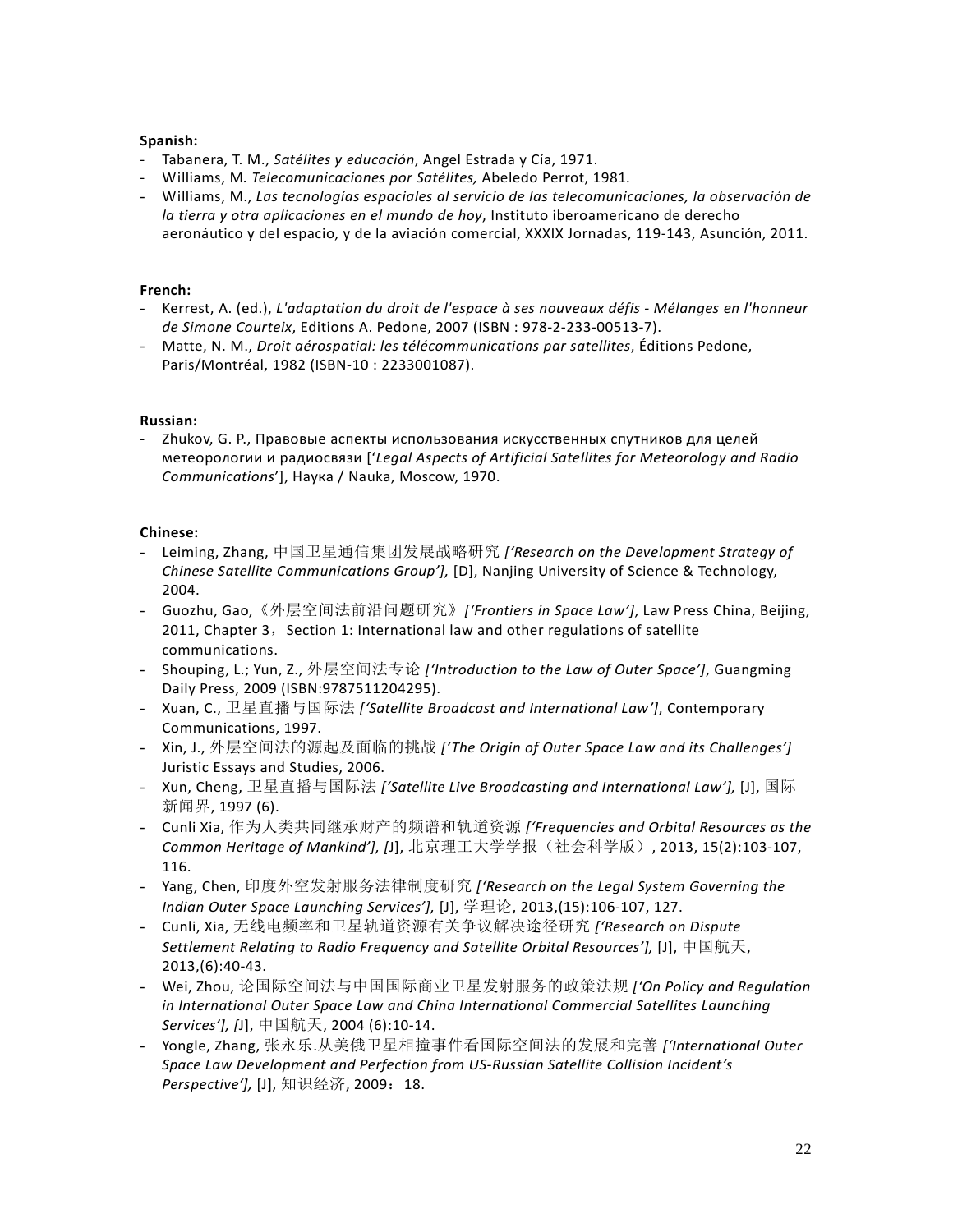**Spanish:**

- Tabanera, T. M., *Satélites y educación*, Angel Estrada y Cía, 1971.
- Williams, M. *Telecomunicaciones por Satélites,* Abeledo Perrot, 1981.
- Williams, M., *Las tecnologías espaciales al servicio de las telecomunicaciones, la observación de la tierra y otra aplicaciones en el mundo de hoy*, Instituto iberoamericano de derecho aeronáutico y del espacio, y de la aviación comercial, XXXIX Jornadas, 119-143, Asunción, 2011.

**French:**

- Kerrest, A. (ed.), *L'adaptation du droit de l'espace à ses nouveaux défis - Mélanges en l'honneur de Simone Courteix*, Editions A. Pedone, 2007 (ISBN : 978-2-233-00513-7).
- Matte, N. M., *Droit aérospatial: les télécommunications par satellites*, Éditions Pedone, Paris/Montréal, 1982 (ISBN-10 : 2233001087).

**Russian:**

- Zhukov, G. P., Правовые аспекты использования искусственных спутников для целей метеорологии и радиосвязи [‘*Legal Aspects of Artificial Satellites for Meteorology and Radio Communications*’], Наука / Nauka, Moscow, 1970.

**Chinese:**

- Leiming, Zhang, 中国卫星通信集团发展战略研究 *[‘Research on the Development Strategy of Chinese Satellite Communications Group’],* [D], Nanjing University of Science & Technology, 2004.
- Guozhu, Gao,《外层空间法前沿问题研究》*[‘Frontiers in Space Law’]*, Law Press China, Beijing, 2011, Chapter 3，Section 1: International law and other regulations of satellite communications.
- Shouping, L.; Yun, Z., 外层空间法专论 *[‘Introduction to the Law of Outer Space’]*, Guangming Daily Press, 2009 (ISBN:9787511204295).
- Xuan, C., 卫星直播与国际法 *[‘Satellite Broadcast and International Law’]*, Contemporary Communications, 1997.
- Xin, J., 外层空间法的源起及面临的挑战 *[‘The Origin of Outer Space Law and its Challenges’]* Juristic Essays and Studies, 2006.
- Xun, Cheng, 卫星直播与国际法 *[‘Satellite Live Broadcasting and International Law’],* [J], 国际新闻界, 1997 (6).
- Cunli Xia, 作为人类共同继承财产的频谱和轨道资源 *[‘Frequencies and Orbital Resources as the Common Heritage of Mankind’], [J*], 北京理工大学学报（社会科学版）, 2013, 15(2):103-107, 116.
- Yang, Chen, 印度外空发射服务法律制度研究 *[‘Research on the Legal System Governing the Indian Outer Space Launching Services’],* [J], 学理论, 2013,(15):106-107, 127.
- Cunli, Xia, 无线电频率和卫星轨道资源有关争议解决途径研究 *[‘Research on Dispute Settlement Relating to Radio Frequency and Satellite Orbital Resources’],* [J], 中国航天, 2013,(6):40-43.
- Wei, Zhou, 论国际空间法与中国国际商业卫星发射服务的政策法规 *[‘On Policy and Regulation in International Outer Space Law and China International Commercial Satellites Launching Services’], [J*], 中国航天, 2004 (6):10-14.
- Yongle, Zhang, 张永乐.从美俄卫星相撞事件看国际空间法的发展和完善 *[‘International Outer Space Law Development and Perfection from US-Russian Satellite Collision Incident’s Perspective’],* [J], 知识经济, 2009：18.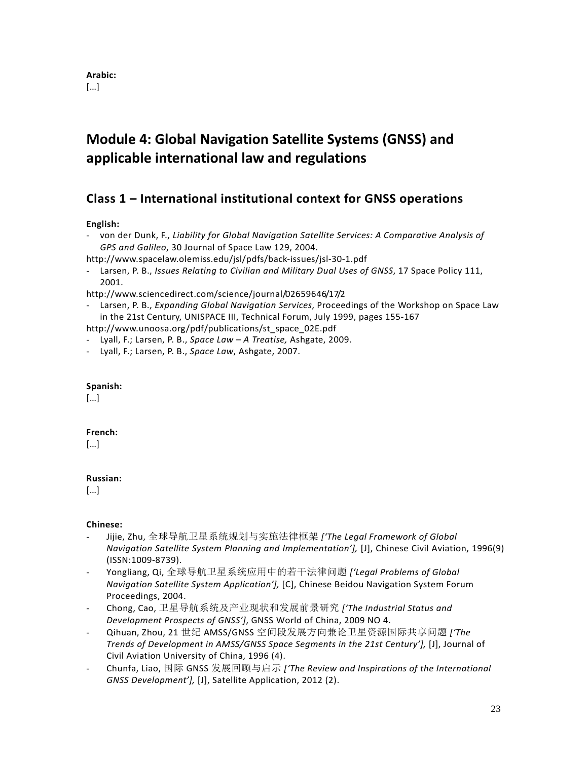**Arabic:**

[…]

# Module 4: Global Navigation Satellite Systems (GNSS) and applicable international law and regulations

## Class 1 – International institutional context for GNSS operations

**English:**

- von der Dunk, F., *Liability for Global Navigation Satellite Services: A Comparative Analysis of GPS and Galileo*, 30 Journal of Space Law 129, 2004.

http://www.spacelaw.olemiss.edu/jsl/pdfs/back-issues/jsl-30-1.pdf

- Larsen, P. B., *Issues Relating to Civilian and Military Dual Uses of GNSS*, 17 Space Policy 111, 2001.

http://www.sciencedirect.com/science/journal/02659646/17/2

- Larsen, P. B., *Expanding Global Navigation Services*, Proceedings of the Workshop on Space Law in the 21st Century, UNISPACE III, Technical Forum, July 1999, pages 155-167

http://www.unoosa.org/pdf/publications/st_space_02E.pdf

- Lyall, F.; Larsen, P. B., *Space Law – A Treatise,* Ashgate, 2009.
- Lyall, F.; Larsen, P. B., *Space Law*, Ashgate, 2007.

**Spanish:**

[…]

**French:**

[…]

**Russian:**

[…]

**Chinese:**

- Jijie, Zhu, 全球导航卫星系统规划与实施法律框架 *['The Legal Framework of Global Navigation Satellite System Planning and Implementation'],* [J], Chinese Civil Aviation, 1996(9) (ISSN:1009-8739).
- Yongliang, Qi, 全球导航卫星系统应用中的若干法律问题 *['Legal Problems of Global Navigation Satellite System Application'],* [C], Chinese Beidou Navigation System Forum Proceedings, 2004.
- Chong, Cao, 卫星导航系统及产业现状和发展前景研究 *['The Industrial Status and Development Prospects of GNSS']*, GNSS World of China, 2009 NO 4.
- Qihuan, Zhou, 21 世纪 AMSS/GNSS 空间段发展方向兼论卫星资源国际共享问题 *['The Trends of Development in AMSS/GNSS Space Segments in the 21st Century'],* [J], Journal of Civil Aviation University of China, 1996 (4).
- Chunfa, Liao, 国际 GNSS 发展回顾与启示 *['The Review and Inspirations of the International GNSS Development'],* [J], Satellite Application, 2012 (2).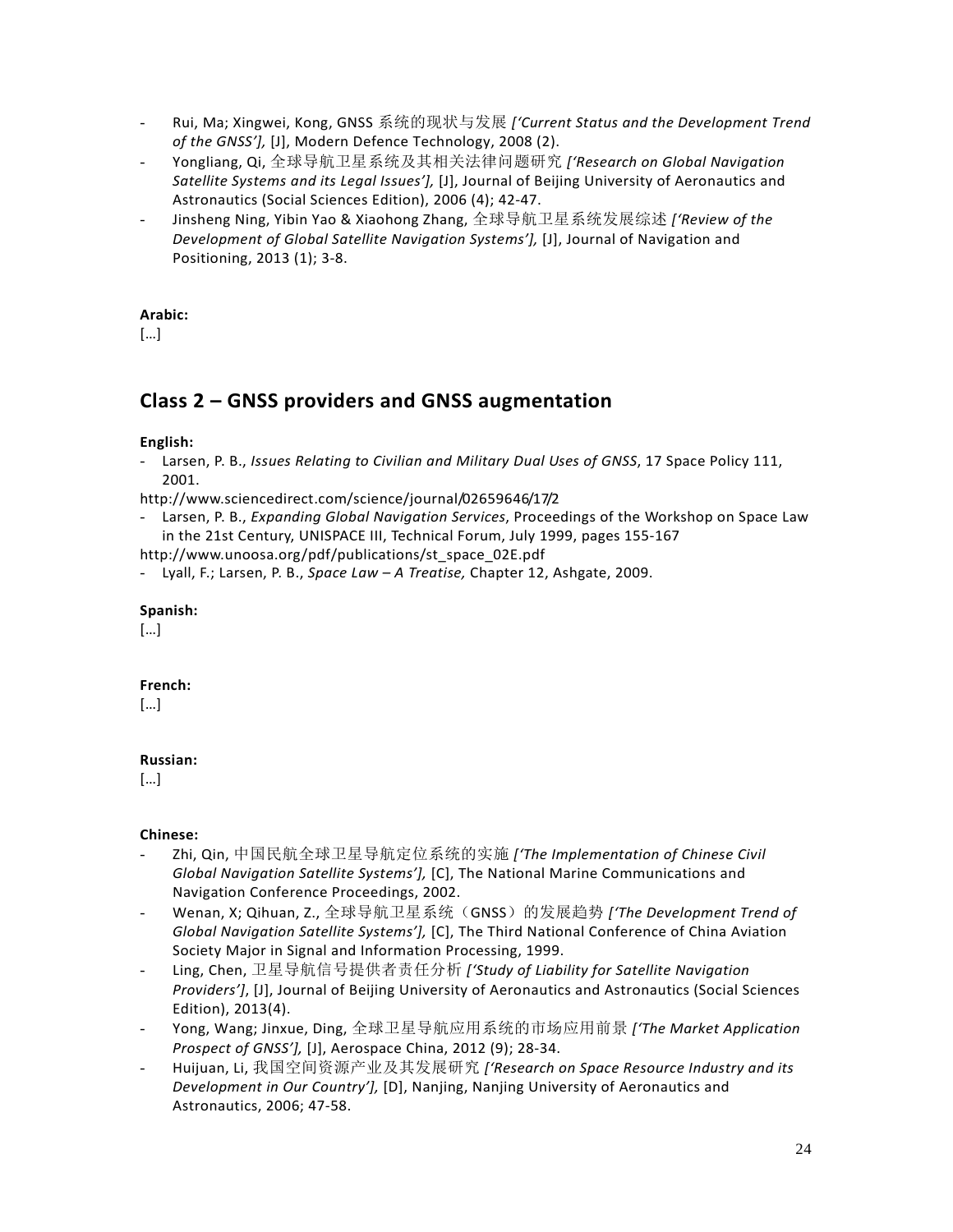- Rui, Ma; Xingwei, Kong, GNSS 系统的现状与发展 *['Current Status and the Development Trend of the GNSS'],* [J], Modern Defence Technology, 2008 (2).
- Yongliang, Qi, 全球导航卫星系统及其相关法律问题研究 *['Research on Global Navigation Satellite Systems and its Legal Issues'],* [J], Journal of Beijing University of Aeronautics and Astronautics (Social Sciences Edition), 2006 (4); 42-47.
- Jinsheng Ning, Yibin Yao & Xiaohong Zhang, 全球导航卫星系统发展综述 *['Review of the Development of Global Satellite Navigation Systems'],* [J], Journal of Navigation and Positioning, 2013 (1); 3-8.

**Arabic:**

[…]

## Class 2 – GNSS providers and GNSS augmentation

**English:**

- Larsen, P. B., *Issues Relating to Civilian and Military Dual Uses of GNSS*, 17 Space Policy 111, 2001.

http://www.sciencedirect.com/science/journal/02659646/17/2

- Larsen, P. B., *Expanding Global Navigation Services*, Proceedings of the Workshop on Space Law in the 21st Century, UNISPACE III, Technical Forum, July 1999, pages 155-167

http://www.unoosa.org/pdf/publications/st_space_02E.pdf

- Lyall, F.; Larsen, P. B., *Space Law – A Treatise,* Chapter 12, Ashgate, 2009.

**Spanish:**

[…]

**French:**

[…]

**Russian:**

[…]

**Chinese:**

- Zhi, Qin, 中国民航全球卫星导航定位系统的实施 *['The Implementation of Chinese Civil Global Navigation Satellite Systems'],* [C], The National Marine Communications and Navigation Conference Proceedings, 2002.
- Wenan, X; Qihuan, Z., 全球导航卫星系统（GNSS）的发展趋势 *['The Development Trend of Global Navigation Satellite Systems'],* [C], The Third National Conference of China Aviation Society Major in Signal and Information Processing, 1999.
- Ling, Chen, 卫星导航信号提供者责任分析 *['Study of Liability for Satellite Navigation Providers']*, [J], Journal of Beijing University of Aeronautics and Astronautics (Social Sciences Edition), 2013(4).
- Yong, Wang; Jinxue, Ding, 全球卫星导航应用系统的市场应用前景 *['The Market Application Prospect of GNSS'],* [J], Aerospace China, 2012 (9); 28-34.
- Huijuan, Li, 我国空间资源产业及其发展研究 *['Research on Space Resource Industry and its Development in Our Country'],* [D], Nanjing, Nanjing University of Aeronautics and Astronautics, 2006; 47-58.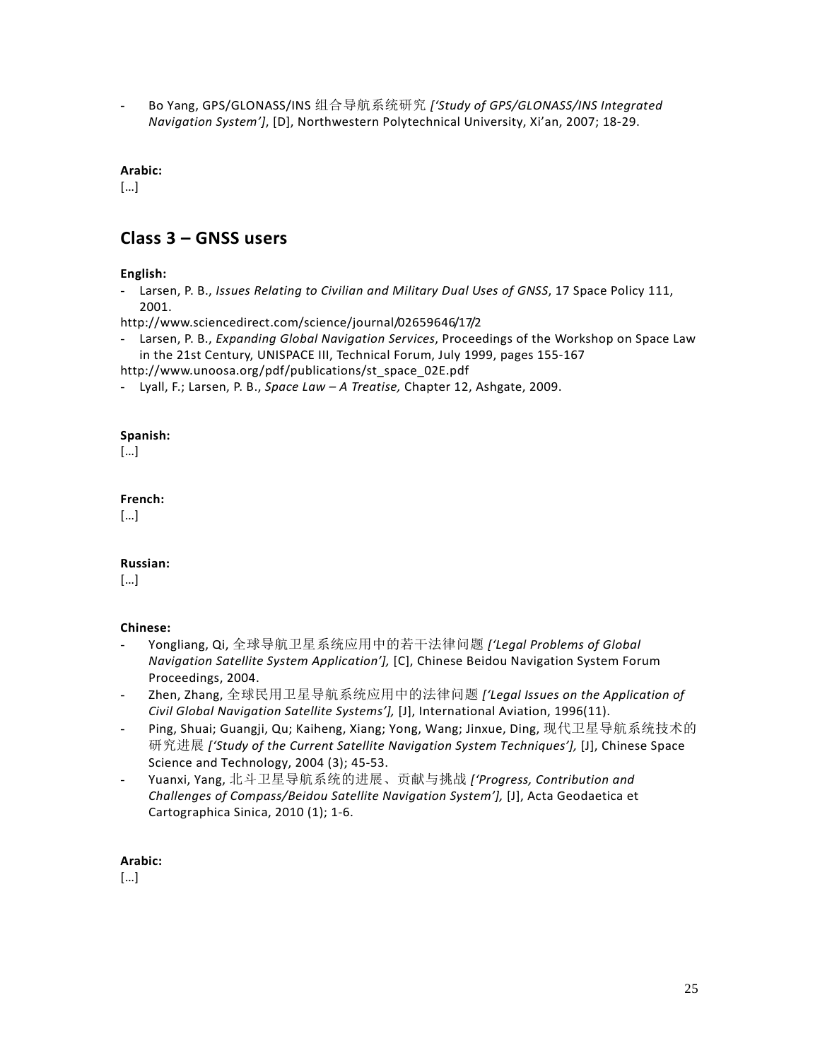- Bo Yang, GPS/GLONASS/INS 组合导航系统研究 *['Study of GPS/GLONASS/INS Integrated Navigation System']*, [D], Northwestern Polytechnical University, Xi'an, 2007; 18-29.

**Arabic:**

[…]

## Class 3 – GNSS users

**English:**

- Larsen, P. B., *Issues Relating to Civilian and Military Dual Uses of GNSS*, 17 Space Policy 111, 2001.

http://www.sciencedirect.com/science/journal/02659646/17/2

- Larsen, P. B., *Expanding Global Navigation Services*, Proceedings of the Workshop on Space Law in the 21st Century, UNISPACE III, Technical Forum, July 1999, pages 155-167

http://www.unoosa.org/pdf/publications/st_space_02E.pdf

- Lyall, F.; Larsen, P. B., *Space Law – A Treatise,* Chapter 12, Ashgate, 2009.

**Spanish:**

[…]

**French:**

[…]

**Russian:**

[…]

**Chinese:**

- Yongliang, Qi, 全球导航卫星系统应用中的若干法律问题 *['Legal Problems of Global Navigation Satellite System Application'],* [C], Chinese Beidou Navigation System Forum Proceedings, 2004.
- Zhen, Zhang, 全球民用卫星导航系统应用中的法律问题 *['Legal Issues on the Application of Civil Global Navigation Satellite Systems'],* [J], International Aviation, 1996(11).
- Ping, Shuai; Guangji, Qu; Kaiheng, Xiang; Yong, Wang; Jinxue, Ding, 现代卫星导航系统技术的研究进展 *['Study of the Current Satellite Navigation System Techniques'],* [J], Chinese Space Science and Technology, 2004 (3); 45-53.
- Yuanxi, Yang, 北斗卫星导航系统的进展、贡献与挑战 *['Progress, Contribution and Challenges of Compass/Beidou Satellite Navigation System'],* [J], Acta Geodaetica et Cartographica Sinica, 2010 (1); 1-6.

**Arabic:**

[…]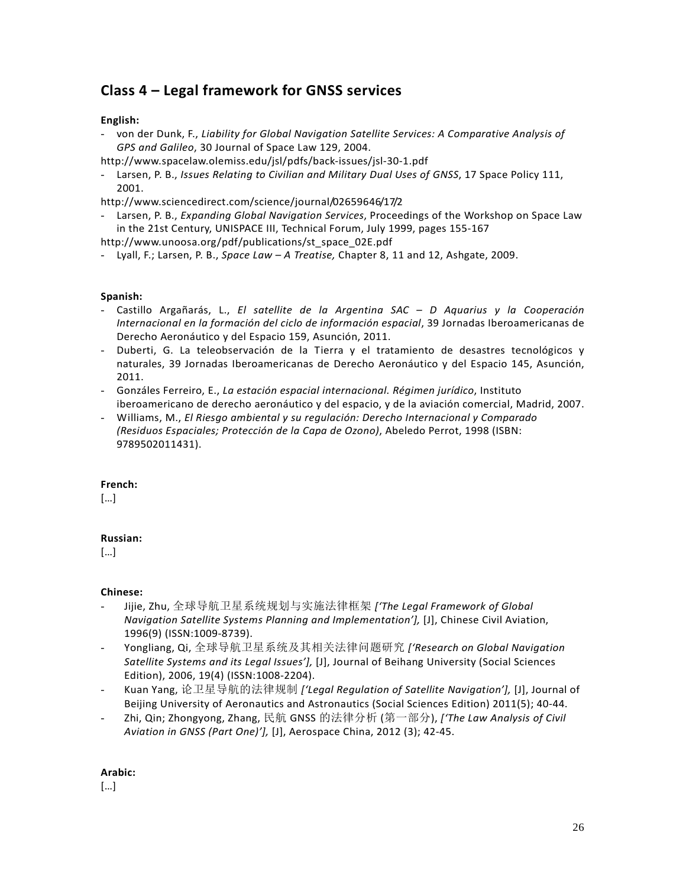## Class 4 – Legal framework for GNSS services

**English:**

- von der Dunk, F., *Liability for Global Navigation Satellite Services: A Comparative Analysis of GPS and Galileo*, 30 Journal of Space Law 129, 2004.

http://www.spacelaw.olemiss.edu/jsl/pdfs/back-issues/jsl-30-1.pdf

- Larsen, P. B., *Issues Relating to Civilian and Military Dual Uses of GNSS*, 17 Space Policy 111, 2001.

http://www.sciencedirect.com/science/journal/02659646/17/2

- Larsen, P. B., *Expanding Global Navigation Services*, Proceedings of the Workshop on Space Law in the 21st Century, UNISPACE III, Technical Forum, July 1999, pages 155-167

http://www.unoosa.org/pdf/publications/st_space_02E.pdf

- Lyall, F.; Larsen, P. B., *Space Law – A Treatise,* Chapter 8, 11 and 12, Ashgate, 2009.

**Spanish:**

- Castillo Argañarás, L., *El satellite de la Argentina SAC – D Aquarius y la Cooperación Internacional en la formación del ciclo de información espacial*, 39 Jornadas Iberoamericanas de Derecho Aeronáutico y del Espacio 159, Asunción, 2011.
- Duberti, G. La teleobservación de la Tierra y el tratamiento de desastres tecnológicos y naturales, 39 Jornadas Iberoamericanas de Derecho Aeronáutico y del Espacio 145, Asunción, 2011.
- Gonzáles Ferreiro, E., *La estación espacial internacional. Régimen jurídico*, Instituto iberoamericano de derecho aeronáutico y del espacio, y de la aviación comercial, Madrid, 2007.
- Williams, M., *El Riesgo ambiental y su regulación: Derecho Internacional y Comparado (Residuos Espaciales; Protección de la Capa de Ozono)*, Abeledo Perrot, 1998 (ISBN: 9789502011431).

**French:**

[…]

**Russian:**

[…]

**Chinese:**

- Jijie, Zhu, 全球导航卫星系统规划与实施法律框架 *['The Legal Framework of Global Navigation Satellite Systems Planning and Implementation'],* [J], Chinese Civil Aviation, 1996(9) (ISSN:1009-8739).
- Yongliang, Qi, 全球导航卫星系统及其相关法律问题研究 *['Research on Global Navigation Satellite Systems and its Legal Issues'],* [J], Journal of Beihang University (Social Sciences Edition), 2006, 19(4) (ISSN:1008-2204).
- Kuan Yang, 论卫星导航的法律规制 *['Legal Regulation of Satellite Navigation'],* [J], Journal of Beijing University of Aeronautics and Astronautics (Social Sciences Edition) 2011(5); 40-44.
- Zhi, Qin; Zhongyong, Zhang, 民航 GNSS 的法律分析 (第一部分), *['The Law Analysis of Civil Aviation in GNSS (Part One)'],* [J], Aerospace China, 2012 (3); 42-45.

**Arabic:**

[…]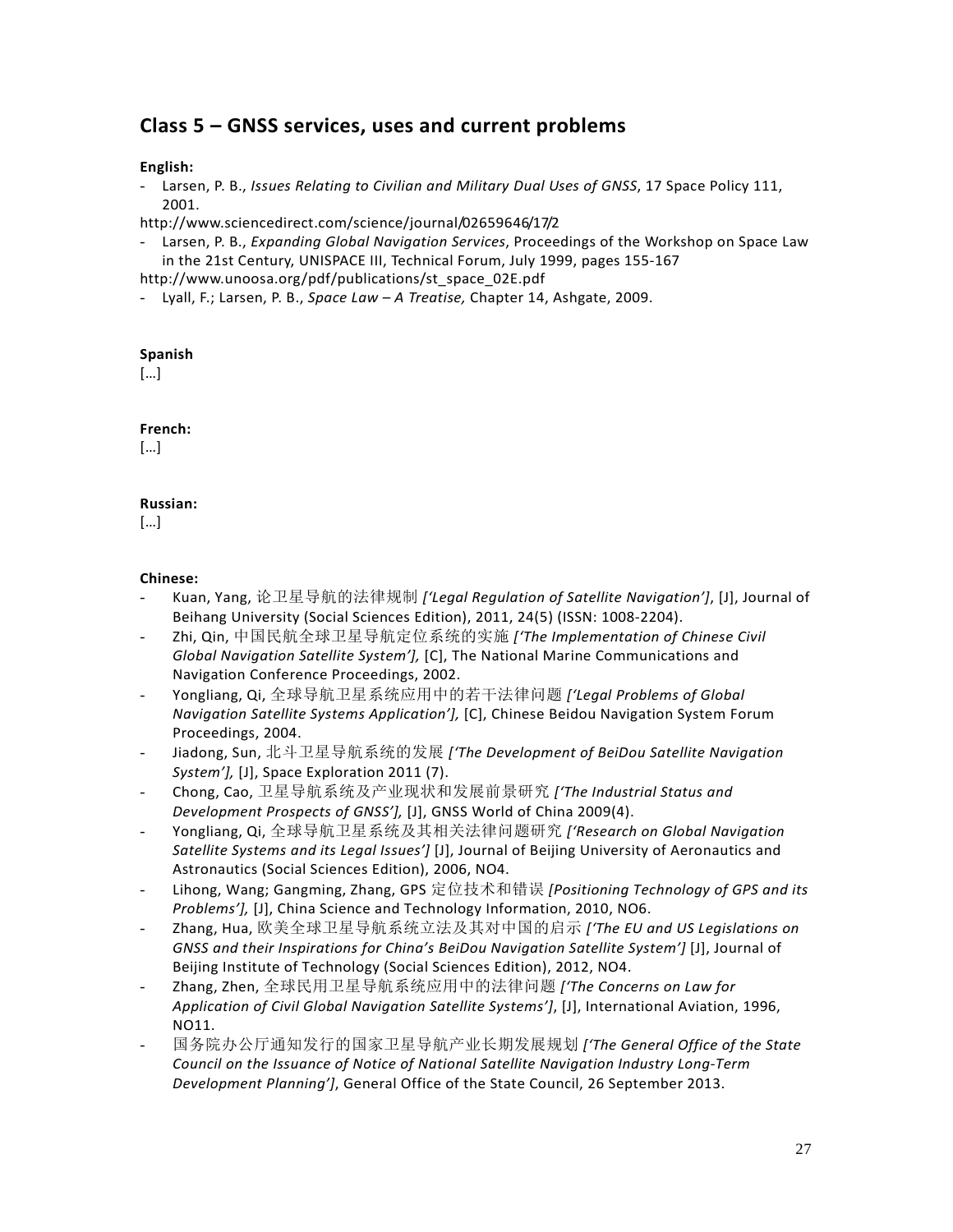## Class 5 – GNSS services, uses and current problems

**English:**

- Larsen, P. B., *Issues Relating to Civilian and Military Dual Uses of GNSS*, 17 Space Policy 111, 2001.

http://www.sciencedirect.com/science/journal/02659646/17/2

- Larsen, P. B., *Expanding Global Navigation Services*, Proceedings of the Workshop on Space Law in the 21st Century, UNISPACE III, Technical Forum, July 1999, pages 155-167

http://www.unoosa.org/pdf/publications/st_space_02E.pdf

- Lyall, F.; Larsen, P. B., *Space Law – A Treatise,* Chapter 14, Ashgate, 2009.

**Spanish**

[…]

**French:**

[…]

**Russian:**

[…]

**Chinese:**

- Kuan, Yang, 论卫星导航的法律规制 *['Legal Regulation of Satellite Navigation']*, [J], Journal of Beihang University (Social Sciences Edition), 2011, 24(5) (ISSN: 1008-2204).
- Zhi, Qin, 中国民航全球卫星导航定位系统的实施 *['The Implementation of Chinese Civil Global Navigation Satellite System'],* [C], The National Marine Communications and Navigation Conference Proceedings, 2002.
- Yongliang, Qi, 全球导航卫星系统应用中的若干法律问题 *['Legal Problems of Global Navigation Satellite Systems Application'],* [C], Chinese Beidou Navigation System Forum Proceedings, 2004.
- Jiadong, Sun, 北斗卫星导航系统的发展 *['The Development of BeiDou Satellite Navigation System'],* [J], Space Exploration 2011 (7).
- Chong, Cao, 卫星导航系统及产业现状和发展前景研究 *['The Industrial Status and Development Prospects of GNSS'],* [J], GNSS World of China 2009(4).
- Yongliang, Qi, 全球导航卫星系统及其相关法律问题研究 *['Research on Global Navigation Satellite Systems and its Legal Issues']* [J], Journal of Beijing University of Aeronautics and Astronautics (Social Sciences Edition), 2006, NO4.
- Lihong, Wang; Gangming, Zhang, GPS 定位技术和错误 *[Positioning Technology of GPS and its Problems'],* [J], China Science and Technology Information, 2010, NO6.
- Zhang, Hua, 欧美全球卫星导航系统立法及其对中国的启示 *['The EU and US Legislations on GNSS and their Inspirations for China's BeiDou Navigation Satellite System']* [J], Journal of Beijing Institute of Technology (Social Sciences Edition), 2012, NO4.
- Zhang, Zhen, 全球民用卫星导航系统应用中的法律问题 *['The Concerns on Law for Application of Civil Global Navigation Satellite Systems']*, [J], International Aviation, 1996, NO11.
- 国务院办公厅通知发行的国家卫星导航产业长期发展规划 *['The General Office of the State Council on the Issuance of Notice of National Satellite Navigation Industry Long-Term Development Planning']*, General Office of the State Council, 26 September 2013.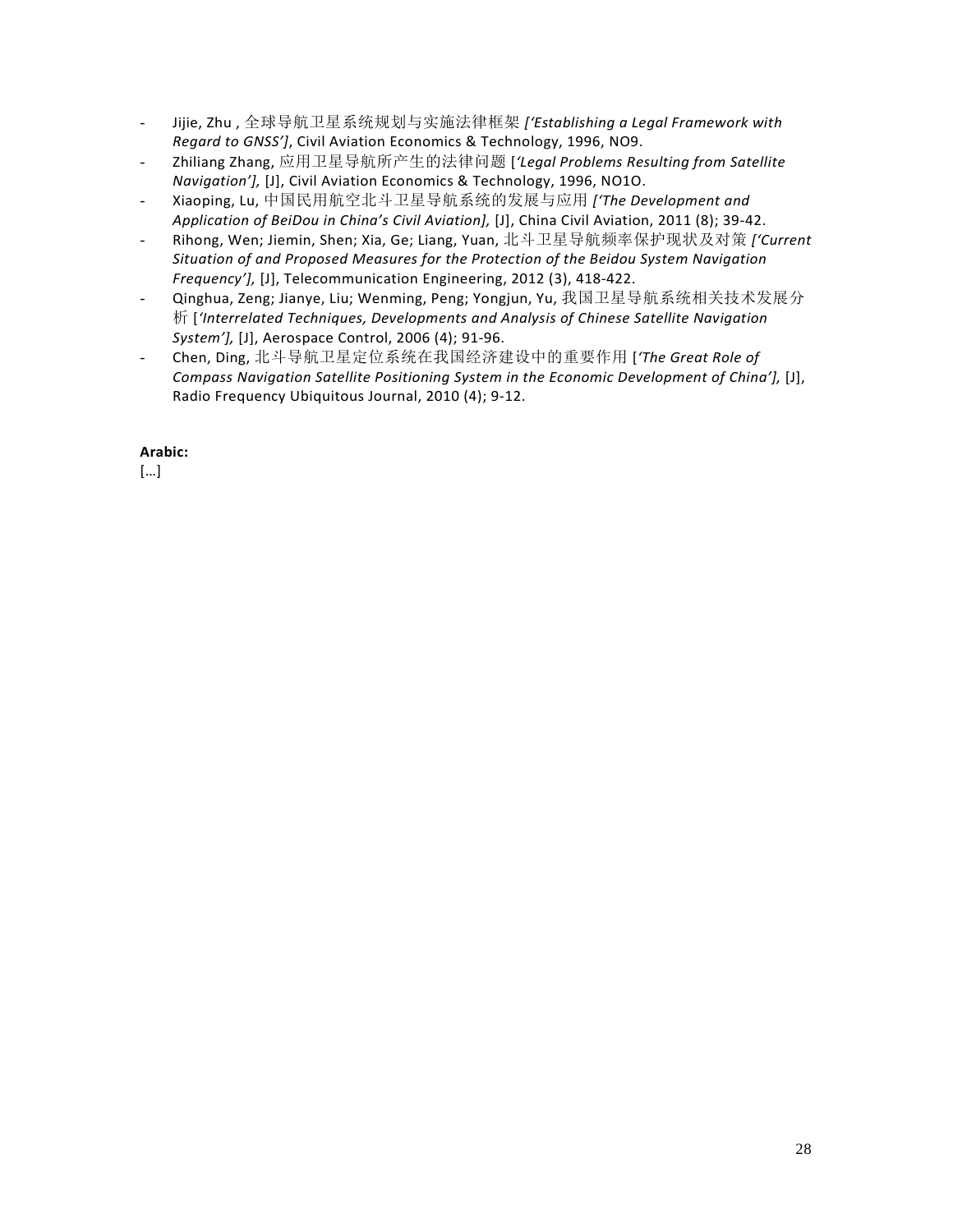- Jijie, Zhu , 全球导航卫星系统规划与实施法律框架 *['Establishing a Legal Framework with Regard to GNSS']*, Civil Aviation Economics & Technology, 1996, NO9.
- Zhiliang Zhang, 应用卫星导航所产生的法律问题 [*'Legal Problems Resulting from Satellite Navigation'],* [J], Civil Aviation Economics & Technology, 1996, NO1O.
- Xiaoping, Lu, 中国民用航空北斗卫星导航系统的发展与应用 *['The Development and Application of BeiDou in China's Civil Aviation],* [J], China Civil Aviation, 2011 (8); 39-42.
- Rihong, Wen; Jiemin, Shen; Xia, Ge; Liang, Yuan, 北斗卫星导航频率保护现状及对策 *['Current Situation of and Proposed Measures for the Protection of the Beidou System Navigation Frequency'],* [J], Telecommunication Engineering, 2012 (3), 418-422.
- Qinghua, Zeng; Jianye, Liu; Wenming, Peng; Yongjun, Yu, 我国卫星导航系统相关技术发展分析 [*'Interrelated Techniques, Developments and Analysis of Chinese Satellite Navigation System'],* [J], Aerospace Control, 2006 (4); 91-96.
- Chen, Ding, 北斗导航卫星定位系统在我国经济建设中的重要作用 [*'The Great Role of Compass Navigation Satellite Positioning System in the Economic Development of China'],* [J], Radio Frequency Ubiquitous Journal, 2010 (4); 9-12.

**Arabic:**

[…]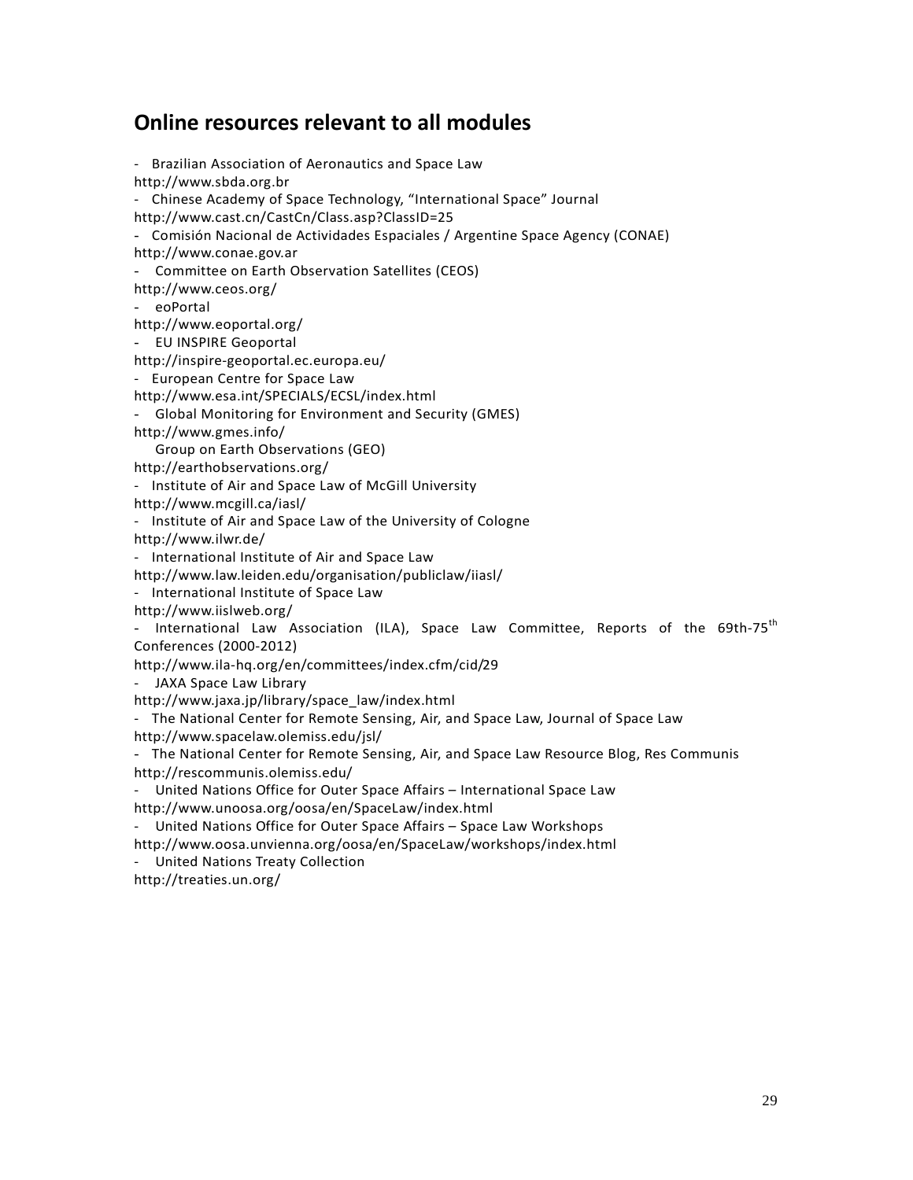## Online resources relevant to all modules

- Brazilian Association of Aeronautics and Space Law
http://www.sbda.org.br
- Chinese Academy of Space Technology, "International Space" Journal
http://www.cast.cn/CastCn/Class.asp?ClassID=25
- Comisión Nacional de Actividades Espaciales / Argentine Space Agency (CONAE)
http://www.conae.gov.ar
- Committee on Earth Observation Satellites (CEOS)
http://www.ceos.org/
- eoPortal
http://www.eoportal.org/
- EU INSPIRE Geoportal
http://inspire-geoportal.ec.europa.eu/
- European Centre for Space Law
http://www.esa.int/SPECIALS/ECSL/index.html
- Global Monitoring for Environment and Security (GMES)
http://www.gmes.info/

Group on Earth Observations (GEO)
http://earthobservations.org/
- Institute of Air and Space Law of McGill University
http://www.mcgill.ca/iasl/
- Institute of Air and Space Law of the University of Cologne
http://www.ilwr.de/
- International Institute of Air and Space Law
http://www.law.leiden.edu/organisation/publiclaw/iiasl/
- International Institute of Space Law
http://www.iislweb.org/
- International Law Association (ILA), Space Law Committee, Reports of the 69th-75th Conferences (2000-2012)
http://www.ila-hq.org/en/committees/index.cfm/cid/29
- JAXA Space Law Library
http://www.jaxa.jp/library/space_law/index.html
- The National Center for Remote Sensing, Air, and Space Law, Journal of Space Law
http://www.spacelaw.olemiss.edu/jsl/
- The National Center for Remote Sensing, Air, and Space Law Resource Blog, Res Communis
http://rescommunis.olemiss.edu/
- United Nations Office for Outer Space Affairs – International Space Law
http://www.unoosa.org/oosa/en/SpaceLaw/index.html
- United Nations Office for Outer Space Affairs – Space Law Workshops
http://www.oosa.unvienna.org/oosa/en/SpaceLaw/workshops/index.html
- United Nations Treaty Collection
http://treaties.un.org/